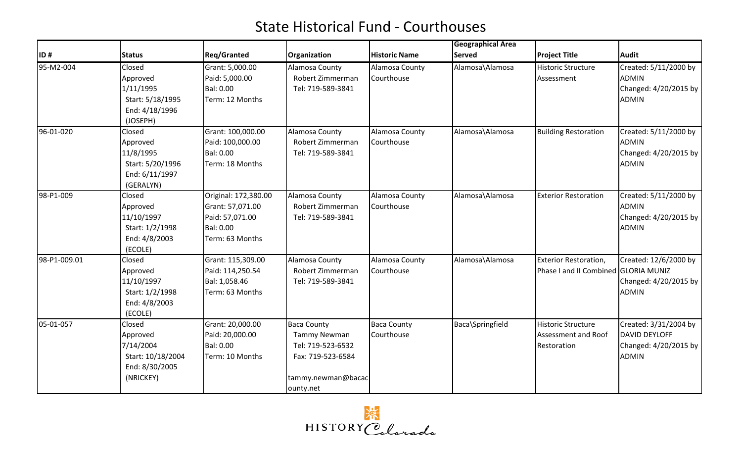# State Historical Fund - Courthouses

| ID # | Status | Req/Granted | Organization | Historic Name | Geographical Area Served | Project Title | Audit |
|---|---|---|---|---|---|---|---|
| 95-M2-004 | Closed<br>Approved<br>1/11/1995<br>Start: 5/18/1995<br>End: 4/18/1996<br>(JOSEPH) | Grant: 5,000.00<br>Paid: 5,000.00<br>Bal: 0.00<br>Term: 12 Months | Alamosa County<br>Robert Zimmerman<br>Tel: 719-589-3841 | Alamosa County Courthouse | Alamosa\Alamosa | Historic Structure Assessment | Created: 5/11/2000 by ADMIN<br>Changed: 4/20/2015 by ADMIN |
| 96-01-020 | Closed<br>Approved<br>11/8/1995<br>Start: 5/20/1996<br>End: 6/11/1997<br>(GERALYN) | Grant: 100,000.00<br>Paid: 100,000.00<br>Bal: 0.00<br>Term: 18 Months | Alamosa County<br>Robert Zimmerman<br>Tel: 719-589-3841 | Alamosa County Courthouse | Alamosa\Alamosa | Building Restoration | Created: 5/11/2000 by ADMIN<br>Changed: 4/20/2015 by ADMIN |
| 98-P1-009 | Closed<br>Approved<br>11/10/1997<br>Start: 1/2/1998<br>End: 4/8/2003<br>(ECOLE) | Original: 172,380.00<br>Grant: 57,071.00<br>Paid: 57,071.00<br>Bal: 0.00<br>Term: 63 Months | Alamosa County<br>Robert Zimmerman<br>Tel: 719-589-3841 | Alamosa County Courthouse | Alamosa\Alamosa | Exterior Restoration | Created: 5/11/2000 by ADMIN<br>Changed: 4/20/2015 by ADMIN |
| 98-P1-009.01 | Closed<br>Approved<br>11/10/1997<br>Start: 1/2/1998<br>End: 4/8/2003<br>(ECOLE) | Grant: 115,309.00<br>Paid: 114,250.54<br>Bal: 1,058.46<br>Term: 63 Months | Alamosa County<br>Robert Zimmerman<br>Tel: 719-589-3841 | Alamosa County Courthouse | Alamosa\Alamosa | Exterior Restoration, Phase I and II Combined | Created: 12/6/2000 by GLORIA MUNIZ<br>Changed: 4/20/2015 by ADMIN |
| 05-01-057 | Closed<br>Approved<br>7/14/2004<br>Start: 10/18/2004<br>End: 8/30/2005<br>(NRICKEY) | Grant: 20,000.00<br>Paid: 20,000.00<br>Bal: 0.00<br>Term: 10 Months | Baca County<br>Tammy Newman<br>Tel: 719-523-6532<br>Fax: 719-523-6584<br>tammy.newman@bacacounty.net | Baca County Courthouse | Baca\Springfield | Historic Structure Assessment and Roof Restoration | Created: 3/31/2004 by DAVID DEYLOFF<br>Changed: 4/20/2015 by ADMIN |

HISTORY Colorado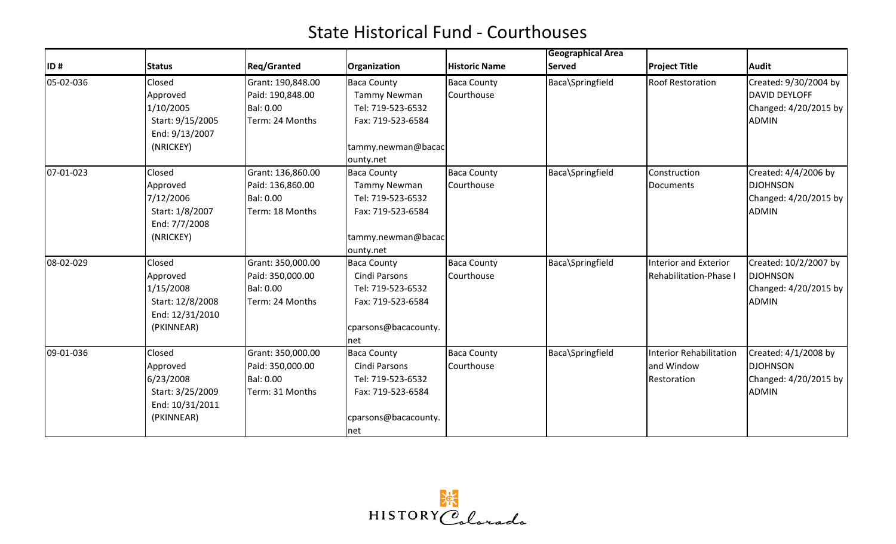# State Historical Fund - Courthouses

| ID # | Status | Req/Granted | Organization | Historic Name | Geographical Area Served | Project Title | Audit |
|---|---|---|---|---|---|---|---|
| 05-02-036 | Closed<br>Approved<br>1/10/2005<br>Start: 9/15/2005<br>End: 9/13/2007<br>(NRICKEY) | Grant: 190,848.00<br>Paid: 190,848.00<br>Bal: 0.00<br>Term: 24 Months | Baca County<br>Tammy Newman<br>Tel: 719-523-6532<br>Fax: 719-523-6584<br><br>tammy.newman@bacacounty.net | Baca County Courthouse | Baca\Springfield | Roof Restoration | Created: 9/30/2004 by DAVID DEYLOFF<br>Changed: 4/20/2015 by ADMIN |
| 07-01-023 | Closed<br>Approved<br>7/12/2006<br>Start: 1/8/2007<br>End: 7/7/2008<br>(NRICKEY) | Grant: 136,860.00<br>Paid: 136,860.00<br>Bal: 0.00<br>Term: 18 Months | Baca County<br>Tammy Newman<br>Tel: 719-523-6532<br>Fax: 719-523-6584<br><br>tammy.newman@bacacounty.net | Baca County Courthouse | Baca\Springfield | Construction Documents | Created: 4/4/2006 by DJOHNSON<br>Changed: 4/20/2015 by ADMIN |
| 08-02-029 | Closed<br>Approved<br>1/15/2008<br>Start: 12/8/2008<br>End: 12/31/2010<br>(PKINNEAR) | Grant: 350,000.00<br>Paid: 350,000.00<br>Bal: 0.00<br>Term: 24 Months | Baca County<br>Cindi Parsons<br>Tel: 719-523-6532<br>Fax: 719-523-6584<br><br>cparsons@bacacounty.net | Baca County Courthouse | Baca\Springfield | Interior and Exterior Rehabilitation-Phase I | Created: 10/2/2007 by DJOHNSON<br>Changed: 4/20/2015 by ADMIN |
| 09-01-036 | Closed<br>Approved<br>6/23/2008<br>Start: 3/25/2009<br>End: 10/31/2011<br>(PKINNEAR) | Grant: 350,000.00<br>Paid: 350,000.00<br>Bal: 0.00<br>Term: 31 Months | Baca County<br>Cindi Parsons<br>Tel: 719-523-6532<br>Fax: 719-523-6584<br><br>cparsons@bacacounty.net | Baca County Courthouse | Baca\Springfield | Interior Rehabilitation and Window Restoration | Created: 4/1/2008 by DJOHNSON<br>Changed: 4/20/2015 by ADMIN |

HISTORY Colorado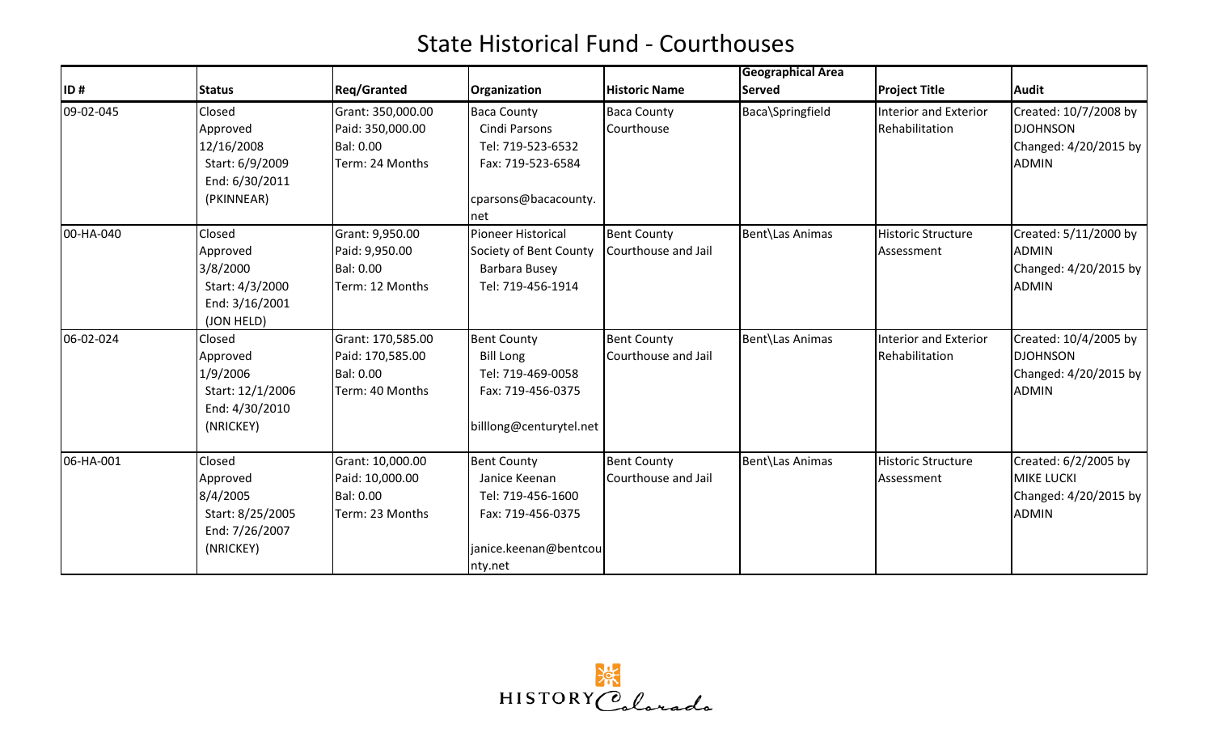# State Historical Fund - Courthouses

| ID # | Status | Req/Granted | Organization | Historic Name | Geographical Area Served | Project Title | Audit |
|---|---|---|---|---|---|---|---|
| 09-02-045 | Closed Approved 12/16/2008 Start: 6/9/2009 End: 6/30/2011 (PKINNEAR) | Grant: 350,000.00 Paid: 350,000.00 Bal: 0.00 Term: 24 Months | Baca County Cindi Parsons Tel: 719-523-6532 Fax: 719-523-6584 cparsons@bacacounty.net | Baca County Courthouse | Baca\Springfield | Interior and Exterior Rehabilitation | Created: 10/7/2008 by DJOHNSON Changed: 4/20/2015 by ADMIN |
| 00-HA-040 | Closed Approved 3/8/2000 Start: 4/3/2000 End: 3/16/2001 (JON HELD) | Grant: 9,950.00 Paid: 9,950.00 Bal: 0.00 Term: 12 Months | Pioneer Historical Society of Bent County Barbara Busey Tel: 719-456-1914 | Bent County Courthouse and Jail | Bent\Las Animas | Historic Structure Assessment | Created: 5/11/2000 by ADMIN Changed: 4/20/2015 by ADMIN |
| 06-02-024 | Closed Approved 1/9/2006 Start: 12/1/2006 End: 4/30/2010 (NRICKEY) | Grant: 170,585.00 Paid: 170,585.00 Bal: 0.00 Term: 40 Months | Bent County Bill Long Tel: 719-469-0058 Fax: 719-456-0375 billlong@centurytel.net | Bent County Courthouse and Jail | Bent\Las Animas | Interior and Exterior Rehabilitation | Created: 10/4/2005 by DJOHNSON Changed: 4/20/2015 by ADMIN |
| 06-HA-001 | Closed Approved 8/4/2005 Start: 8/25/2005 End: 7/26/2007 (NRICKEY) | Grant: 10,000.00 Paid: 10,000.00 Bal: 0.00 Term: 23 Months | Bent County Janice Keenan Tel: 719-456-1600 Fax: 719-456-0375 janice.keenan@bentcounty.net | Bent County Courthouse and Jail | Bent\Las Animas | Historic Structure Assessment | Created: 6/2/2005 by MIKE LUCKI Changed: 4/20/2015 by ADMIN |

HISTORY Colorado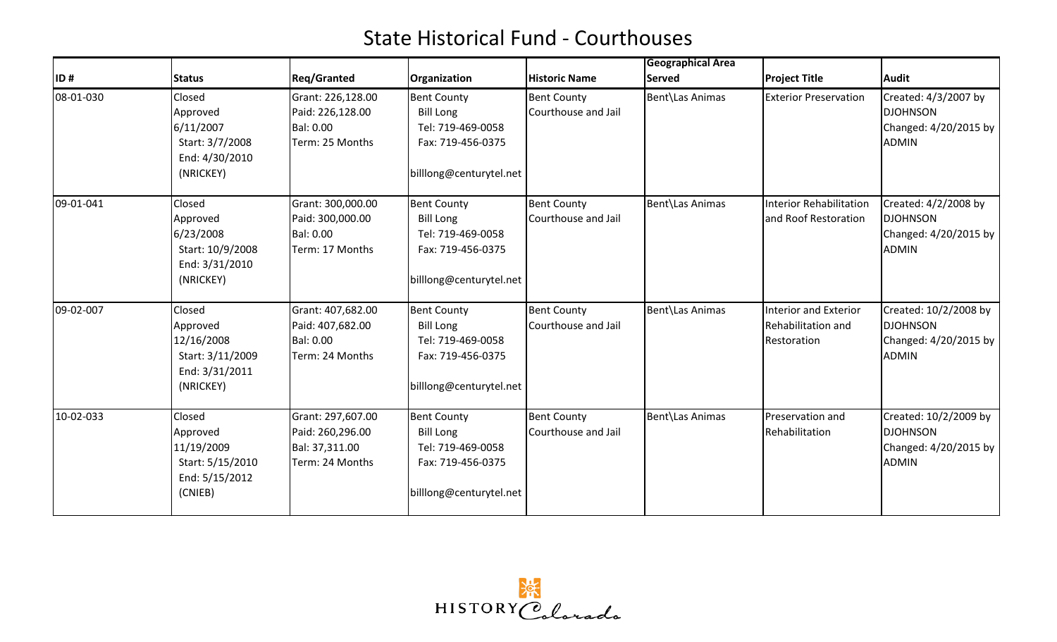# State Historical Fund - Courthouses

| ID # | Status | Req/Granted | Organization | Historic Name | Geographical Area Served | Project Title | Audit |
|---|---|---|---|---|---|---|---|
| 08-01-030 | Closed<br>Approved<br>6/11/2007<br>Start: 3/7/2008<br>End: 4/30/2010<br>(NRICKEY) | Grant: 226,128.00<br>Paid: 226,128.00<br>Bal: 0.00<br>Term: 25 Months | Bent County<br>Bill Long<br>Tel: 719-469-0058<br>Fax: 719-456-0375<br><br>billlong@centurytel.net | Bent County Courthouse and Jail | Bent\Las Animas | Exterior Preservation | Created: 4/3/2007 by DJOHNSON<br>Changed: 4/20/2015 by ADMIN |
| 09-01-041 | Closed<br>Approved<br>6/23/2008<br>Start: 10/9/2008<br>End: 3/31/2010<br>(NRICKEY) | Grant: 300,000.00<br>Paid: 300,000.00<br>Bal: 0.00<br>Term: 17 Months | Bent County<br>Bill Long<br>Tel: 719-469-0058<br>Fax: 719-456-0375<br><br>billlong@centurytel.net | Bent County Courthouse and Jail | Bent\Las Animas | Interior Rehabilitation and Roof Restoration | Created: 4/2/2008 by DJOHNSON<br>Changed: 4/20/2015 by ADMIN |
| 09-02-007 | Closed<br>Approved<br>12/16/2008<br>Start: 3/11/2009<br>End: 3/31/2011<br>(NRICKEY) | Grant: 407,682.00<br>Paid: 407,682.00<br>Bal: 0.00<br>Term: 24 Months | Bent County<br>Bill Long<br>Tel: 719-469-0058<br>Fax: 719-456-0375<br><br>billlong@centurytel.net | Bent County Courthouse and Jail | Bent\Las Animas | Interior and Exterior Rehabilitation and Restoration | Created: 10/2/2008 by DJOHNSON<br>Changed: 4/20/2015 by ADMIN |
| 10-02-033 | Closed<br>Approved<br>11/19/2009<br>Start: 5/15/2010<br>End: 5/15/2012<br>(CNIEB) | Grant: 297,607.00<br>Paid: 260,296.00<br>Bal: 37,311.00<br>Term: 24 Months | Bent County<br>Bill Long<br>Tel: 719-469-0058<br>Fax: 719-456-0375<br><br>billlong@centurytel.net | Bent County Courthouse and Jail | Bent\Las Animas | Preservation and Rehabilitation | Created: 10/2/2009 by DJOHNSON<br>Changed: 4/20/2015 by ADMIN |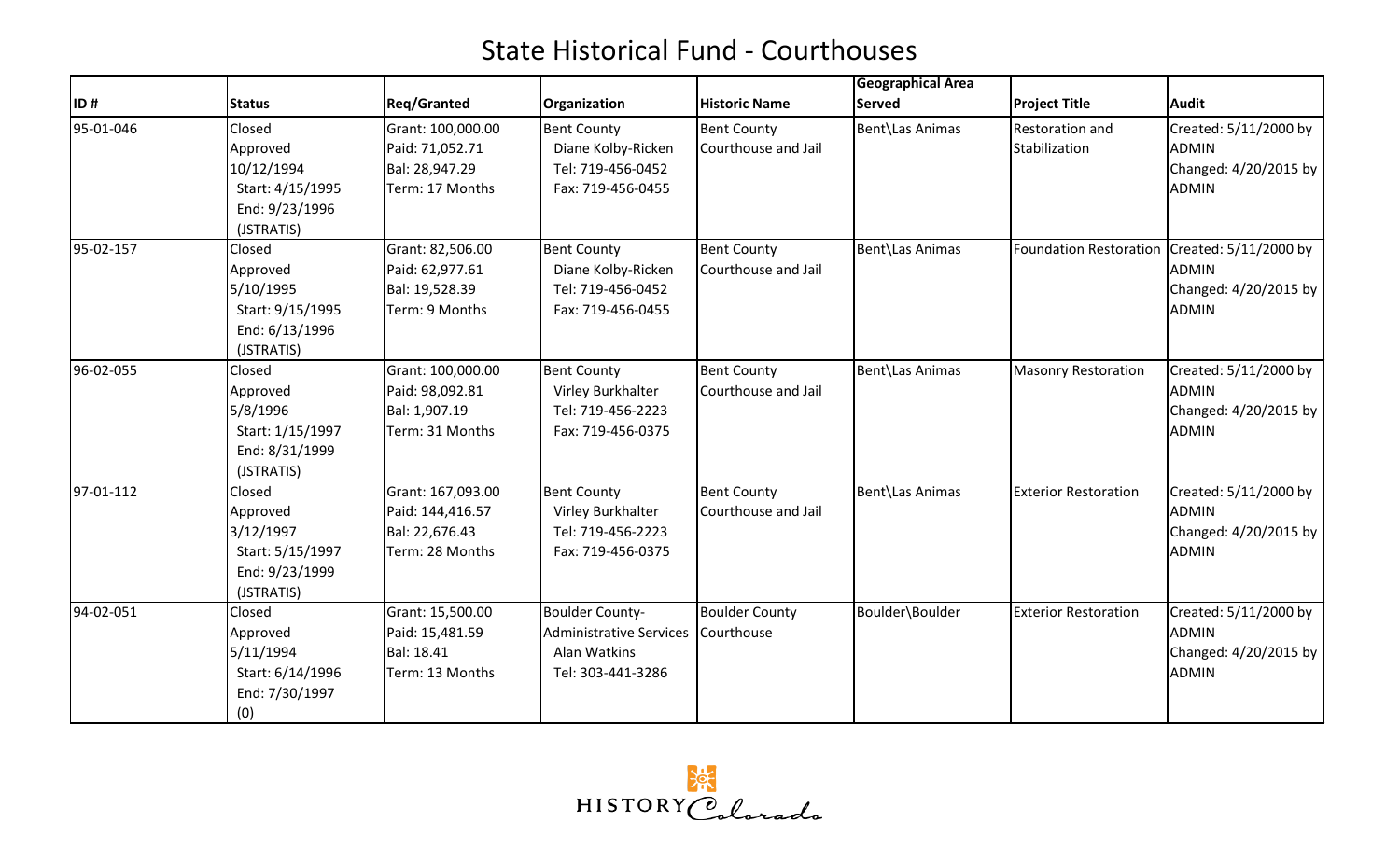# State Historical Fund - Courthouses

| ID # | Status | Req/Granted | Organization | Historic Name | Geographical Area Served | Project Title | Audit |
|---|---|---|---|---|---|---|---|
| 95-01-046 | Closed<br>Approved<br>10/12/1994<br>Start: 4/15/1995<br>End: 9/23/1996<br>(JSTRATIS) | Grant: 100,000.00<br>Paid: 71,052.71<br>Bal: 28,947.29<br>Term: 17 Months | Bent County<br>Diane Kolby-Ricken<br>Tel: 719-456-0452<br>Fax: 719-456-0455 | Bent County Courthouse and Jail | Bent\Las Animas | Restoration and Stabilization | Created: 5/11/2000 by ADMIN<br>Changed: 4/20/2015 by ADMIN |
| 95-02-157 | Closed<br>Approved<br>5/10/1995<br>Start: 9/15/1995<br>End: 6/13/1996<br>(JSTRATIS) | Grant: 82,506.00<br>Paid: 62,977.61<br>Bal: 19,528.39<br>Term: 9 Months | Bent County<br>Diane Kolby-Ricken<br>Tel: 719-456-0452<br>Fax: 719-456-0455 | Bent County Courthouse and Jail | Bent\Las Animas | Foundation Restoration | Created: 5/11/2000 by ADMIN<br>Changed: 4/20/2015 by ADMIN |
| 96-02-055 | Closed<br>Approved<br>5/8/1996<br>Start: 1/15/1997<br>End: 8/31/1999<br>(JSTRATIS) | Grant: 100,000.00<br>Paid: 98,092.81<br>Bal: 1,907.19<br>Term: 31 Months | Bent County<br>Virley Burkhalter<br>Tel: 719-456-2223<br>Fax: 719-456-0375 | Bent County Courthouse and Jail | Bent\Las Animas | Masonry Restoration | Created: 5/11/2000 by ADMIN<br>Changed: 4/20/2015 by ADMIN |
| 97-01-112 | Closed<br>Approved<br>3/12/1997<br>Start: 5/15/1997<br>End: 9/23/1999<br>(JSTRATIS) | Grant: 167,093.00<br>Paid: 144,416.57<br>Bal: 22,676.43<br>Term: 28 Months | Bent County<br>Virley Burkhalter<br>Tel: 719-456-2223<br>Fax: 719-456-0375 | Bent County Courthouse and Jail | Bent\Las Animas | Exterior Restoration | Created: 5/11/2000 by ADMIN<br>Changed: 4/20/2015 by ADMIN |
| 94-02-051 | Closed<br>Approved<br>5/11/1994<br>Start: 6/14/1996<br>End: 7/30/1997<br>(0) | Grant: 15,500.00<br>Paid: 15,481.59<br>Bal: 18.41<br>Term: 13 Months | Boulder County-Administrative Services<br>Alan Watkins<br>Tel: 303-441-3286 | Boulder County Courthouse | Boulder\Boulder | Exterior Restoration | Created: 5/11/2000 by ADMIN<br>Changed: 4/20/2015 by ADMIN |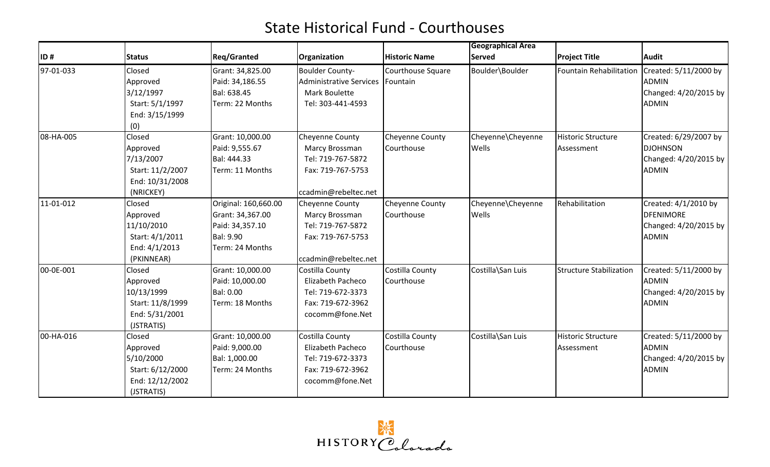# State Historical Fund - Courthouses

| ID # | Status | Req/Granted | Organization | Historic Name | Geographical Area Served | Project Title | Audit |
|---|---|---|---|---|---|---|---|
| 97-01-033 | Closed<br>Approved<br>3/12/1997<br>Start: 5/1/1997<br>End: 3/15/1999<br>(0) | Grant: 34,825.00<br>Paid: 34,186.55<br>Bal: 638.45<br>Term: 22 Months | Boulder County-Administrative Services<br>Mark Boulette<br>Tel: 303-441-4593 | Courthouse Square Fountain | Boulder\Boulder | Fountain Rehabilitation | Created: 5/11/2000 by ADMIN<br>Changed: 4/20/2015 by ADMIN |
| 08-HA-005 | Closed<br>Approved<br>7/13/2007<br>Start: 11/2/2007<br>End: 10/31/2008<br>(NRICKEY) | Grant: 10,000.00<br>Paid: 9,555.67<br>Bal: 444.33<br>Term: 11 Months | Cheyenne County<br>Marcy Brossman<br>Tel: 719-767-5872<br>Fax: 719-767-5753<br><br>ccadmin@rebeltec.net | Cheyenne County Courthouse | Cheyenne\Cheyenne Wells | Historic Structure Assessment | Created: 6/29/2007 by DJOHNSON<br>Changed: 4/20/2015 by ADMIN |
| 11-01-012 | Closed<br>Approved<br>11/10/2010<br>Start: 4/1/2011<br>End: 4/1/2013<br>(PKINNEAR) | Original: 160,660.00<br>Grant: 34,367.00<br>Paid: 34,357.10<br>Bal: 9.90<br>Term: 24 Months | Cheyenne County<br>Marcy Brossman<br>Tel: 719-767-5872<br>Fax: 719-767-5753<br><br>ccadmin@rebeltec.net | Cheyenne County Courthouse | Cheyenne\Cheyenne Wells | Rehabilitation | Created: 4/1/2010 by DFENIMORE<br>Changed: 4/20/2015 by ADMIN |
| 00-0E-001 | Closed<br>Approved<br>10/13/1999<br>Start: 11/8/1999<br>End: 5/31/2001<br>(JSTRATIS) | Grant: 10,000.00<br>Paid: 10,000.00<br>Bal: 0.00<br>Term: 18 Months | Costilla County<br>Elizabeth Pacheco<br>Tel: 719-672-3373<br>Fax: 719-672-3962<br>cocomm@fone.Net | Costilla County Courthouse | Costilla\San Luis | Structure Stabilization | Created: 5/11/2000 by ADMIN<br>Changed: 4/20/2015 by ADMIN |
| 00-HA-016 | Closed<br>Approved<br>5/10/2000<br>Start: 6/12/2000<br>End: 12/12/2002<br>(JSTRATIS) | Grant: 10,000.00<br>Paid: 9,000.00<br>Bal: 1,000.00<br>Term: 24 Months | Costilla County<br>Elizabeth Pacheco<br>Tel: 719-672-3373<br>Fax: 719-672-3962<br>cocomm@fone.Net | Costilla County Courthouse | Costilla\San Luis | Historic Structure Assessment | Created: 5/11/2000 by ADMIN<br>Changed: 4/20/2015 by ADMIN |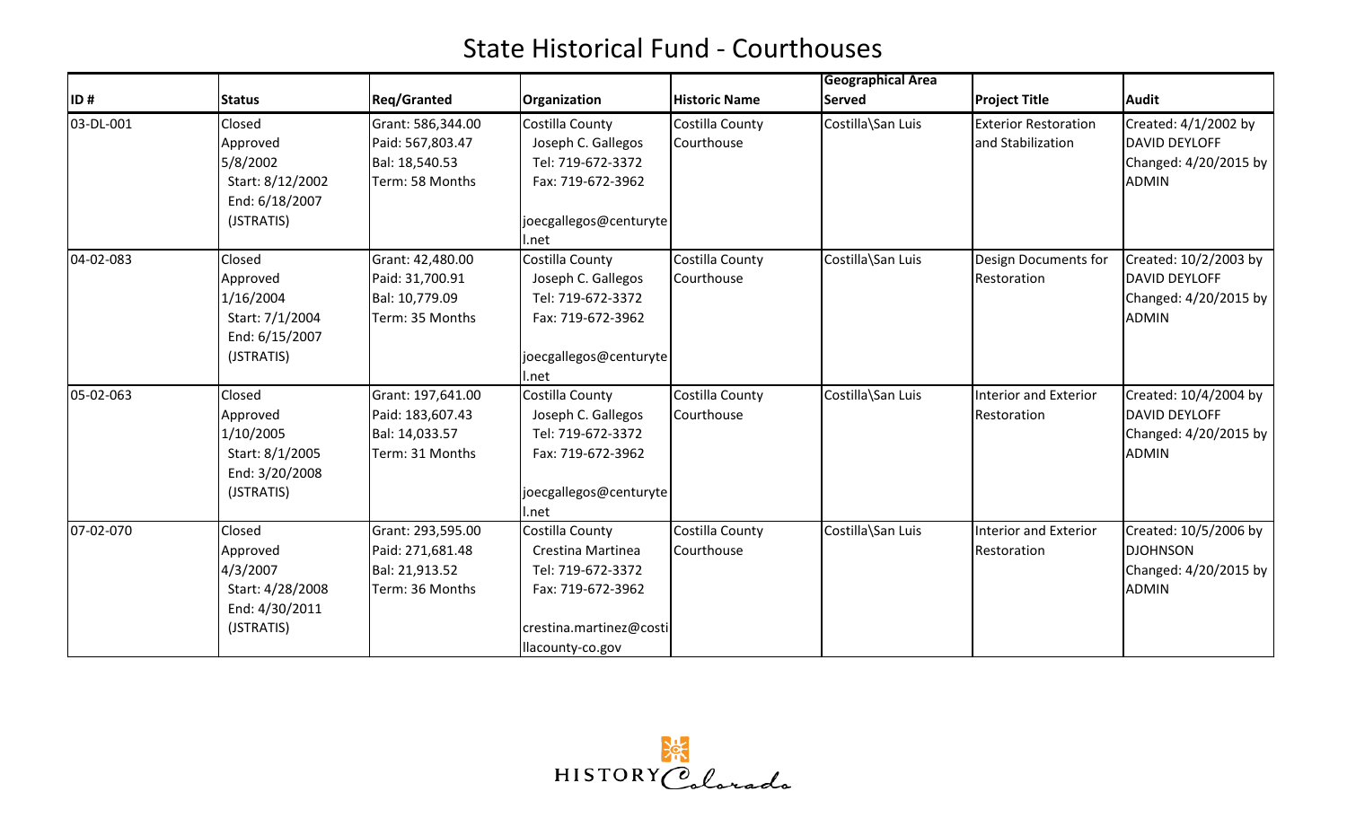# State Historical Fund - Courthouses

| ID # | Status | Req/Granted | Organization | Historic Name | Geographical Area Served | Project Title | Audit |
|---|---|---|---|---|---|---|---|
| 03-DL-001 | Closed<br>Approved<br>5/8/2002<br>Start: 8/12/2002<br>End: 6/18/2007<br>(JSTRATIS) | Grant: 586,344.00<br>Paid: 567,803.47<br>Bal: 18,540.53<br>Term: 58 Months | Costilla County<br>Joseph C. Gallegos<br>Tel: 719-672-3372<br>Fax: 719-672-3962<br><br>joecgallegos@centurytel.net | Costilla County Courthouse | Costilla\San Luis | Exterior Restoration and Stabilization | Created: 4/1/2002 by DAVID DEYLOFF<br>Changed: 4/20/2015 by ADMIN |
| 04-02-083 | Closed<br>Approved<br>1/16/2004<br>Start: 7/1/2004<br>End: 6/15/2007<br>(JSTRATIS) | Grant: 42,480.00<br>Paid: 31,700.91<br>Bal: 10,779.09<br>Term: 35 Months | Costilla County<br>Joseph C. Gallegos<br>Tel: 719-672-3372<br>Fax: 719-672-3962<br><br>joecgallegos@centurytel.net | Costilla County Courthouse | Costilla\San Luis | Design Documents for Restoration | Created: 10/2/2003 by DAVID DEYLOFF<br>Changed: 4/20/2015 by ADMIN |
| 05-02-063 | Closed<br>Approved<br>1/10/2005<br>Start: 8/1/2005<br>End: 3/20/2008<br>(JSTRATIS) | Grant: 197,641.00<br>Paid: 183,607.43<br>Bal: 14,033.57<br>Term: 31 Months | Costilla County<br>Joseph C. Gallegos<br>Tel: 719-672-3372<br>Fax: 719-672-3962<br><br>joecgallegos@centurytel.net | Costilla County Courthouse | Costilla\San Luis | Interior and Exterior Restoration | Created: 10/4/2004 by DAVID DEYLOFF<br>Changed: 4/20/2015 by ADMIN |
| 07-02-070 | Closed<br>Approved<br>4/3/2007<br>Start: 4/28/2008<br>End: 4/30/2011<br>(JSTRATIS) | Grant: 293,595.00<br>Paid: 271,681.48<br>Bal: 21,913.52<br>Term: 36 Months | Costilla County<br>Crestina Martinea<br>Tel: 719-672-3372<br>Fax: 719-672-3962<br><br>crestina.martinez@costillacounty-co.gov | Costilla County Courthouse | Costilla\San Luis | Interior and Exterior Restoration | Created: 10/5/2006 by DJOHNSON<br>Changed: 4/20/2015 by ADMIN |

HISTORY Colorado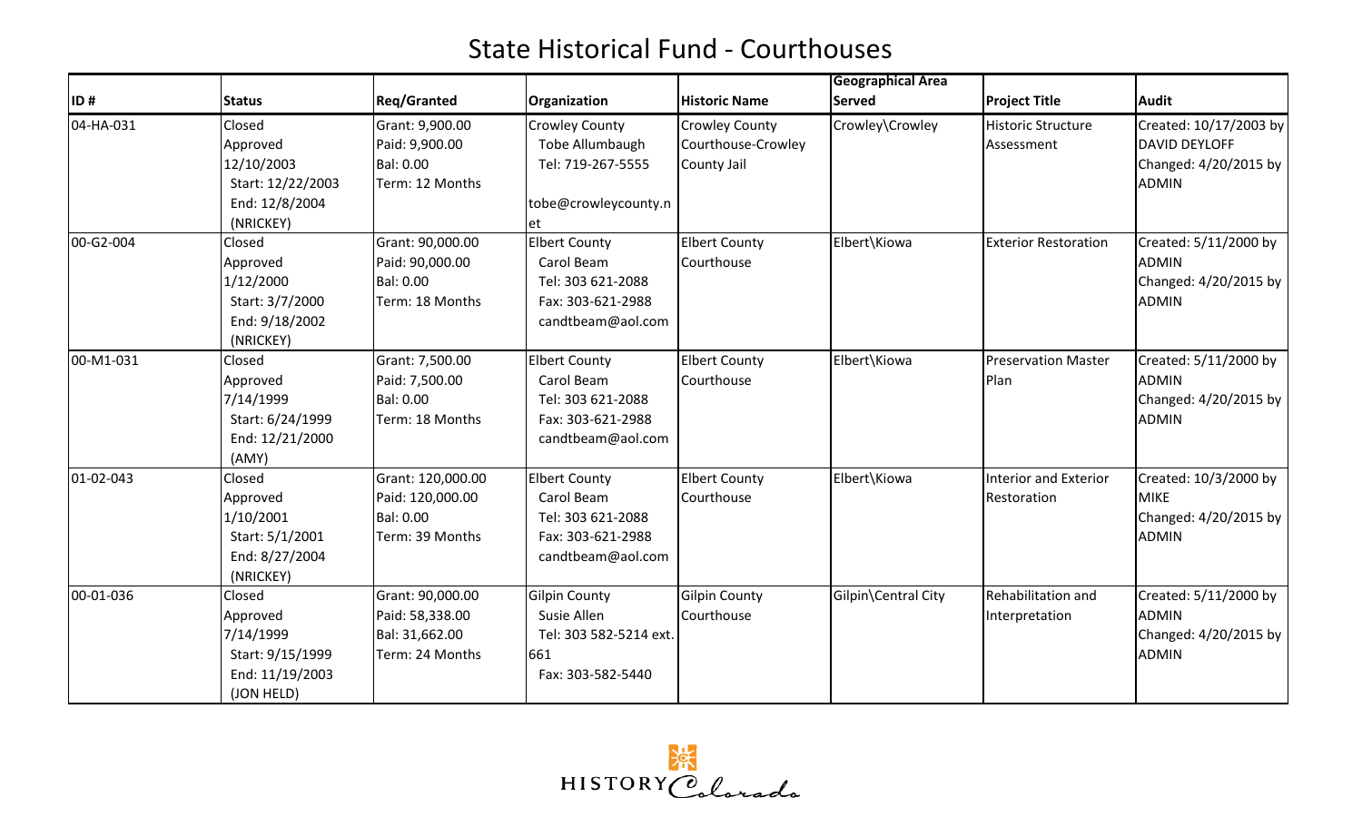# State Historical Fund - Courthouses

| ID # | Status | Req/Granted | Organization | Historic Name | Geographical Area Served | Project Title | Audit |
|---|---|---|---|---|---|---|---|
| 04-HA-031 | Closed<br>Approved<br>12/10/2003<br>Start: 12/22/2003<br>End: 12/8/2004<br>(NRICKEY) | Grant: 9,900.00<br>Paid: 9,900.00<br>Bal: 0.00<br>Term: 12 Months | Crowley County<br>Tobe Allumbaugh<br>Tel: 719-267-5555<br><br>tobe@crowleycounty.net | Crowley County Courthouse-Crowley County Jail | Crowley\Crowley | Historic Structure Assessment | Created: 10/17/2003 by DAVID DEYLOFF<br>Changed: 4/20/2015 by ADMIN |
| 00-G2-004 | Closed<br>Approved<br>1/12/2000<br>Start: 3/7/2000<br>End: 9/18/2002<br>(NRICKEY) | Grant: 90,000.00<br>Paid: 90,000.00<br>Bal: 0.00<br>Term: 18 Months | Elbert County<br>Carol Beam<br>Tel: 303 621-2088<br>Fax: 303-621-2988<br>candtbeam@aol.com | Elbert County Courthouse | Elbert\Kiowa | Exterior Restoration | Created: 5/11/2000 by ADMIN<br>Changed: 4/20/2015 by ADMIN |
| 00-M1-031 | Closed<br>Approved<br>7/14/1999<br>Start: 6/24/1999<br>End: 12/21/2000<br>(AMY) | Grant: 7,500.00<br>Paid: 7,500.00<br>Bal: 0.00<br>Term: 18 Months | Elbert County<br>Carol Beam<br>Tel: 303 621-2088<br>Fax: 303-621-2988<br>candtbeam@aol.com | Elbert County Courthouse | Elbert\Kiowa | Preservation Master Plan | Created: 5/11/2000 by ADMIN<br>Changed: 4/20/2015 by ADMIN |
| 01-02-043 | Closed<br>Approved<br>1/10/2001<br>Start: 5/1/2001<br>End: 8/27/2004<br>(NRICKEY) | Grant: 120,000.00<br>Paid: 120,000.00<br>Bal: 0.00<br>Term: 39 Months | Elbert County<br>Carol Beam<br>Tel: 303 621-2088<br>Fax: 303-621-2988<br>candtbeam@aol.com | Elbert County Courthouse | Elbert\Kiowa | Interior and Exterior Restoration | Created: 10/3/2000 by MIKE<br>Changed: 4/20/2015 by ADMIN |
| 00-01-036 | Closed<br>Approved<br>7/14/1999<br>Start: 9/15/1999<br>End: 11/19/2003<br>(JON HELD) | Grant: 90,000.00<br>Paid: 58,338.00<br>Bal: 31,662.00<br>Term: 24 Months | Gilpin County<br>Susie Allen<br>Tel: 303 582-5214 ext. 661<br>Fax: 303-582-5440 | Gilpin County Courthouse | Gilpin\Central City | Rehabilitation and Interpretation | Created: 5/11/2000 by ADMIN<br>Changed: 4/20/2015 by ADMIN |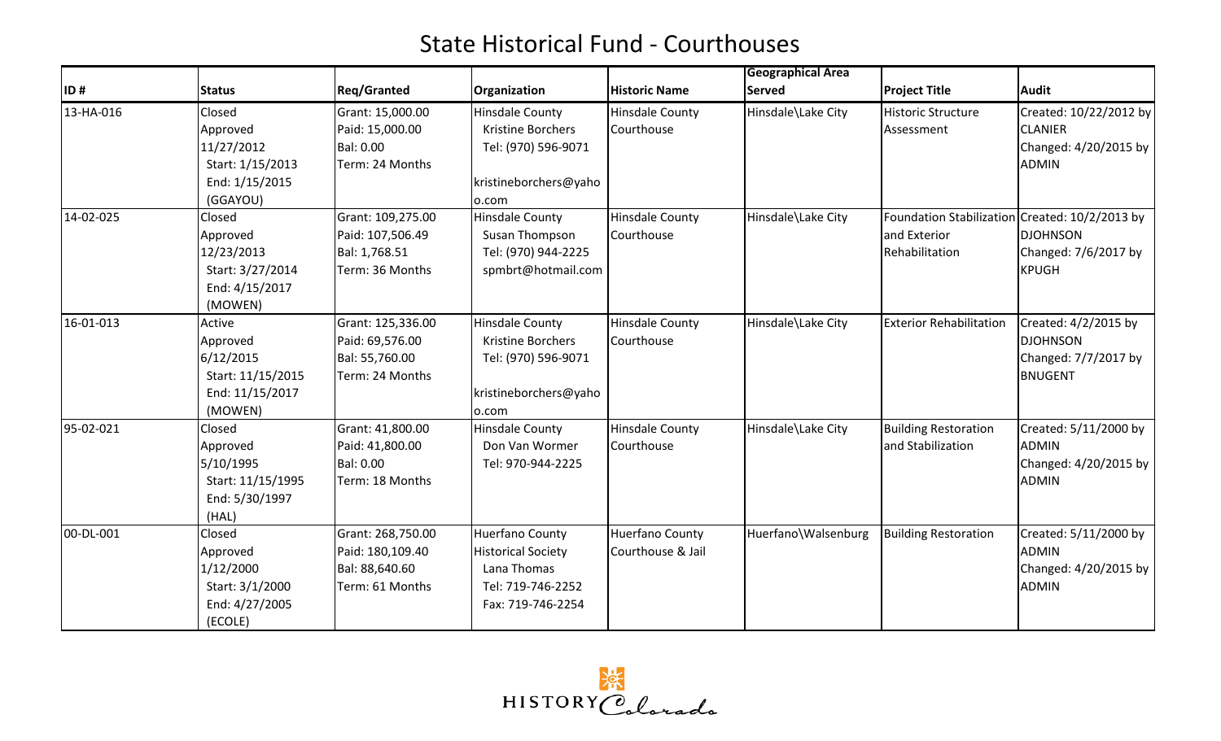# State Historical Fund - Courthouses

| ID # | Status | Req/Granted | Organization | Historic Name | Geographical Area Served | Project Title | Audit |
|---|---|---|---|---|---|---|---|
| 13-HA-016 | Closed<br>Approved<br>11/27/2012<br>Start: 1/15/2013<br>End: 1/15/2015<br>(GGAYOU) | Grant: 15,000.00<br>Paid: 15,000.00<br>Bal: 0.00<br>Term: 24 Months | Hinsdale County<br>Kristine Borchers<br>Tel: (970) 596-9071<br>kristineborchers@yahoo.com | Hinsdale County Courthouse | Hinsdale\Lake City | Historic Structure Assessment | Created: 10/22/2012 by CLANIER<br>Changed: 4/20/2015 by ADMIN |
| 14-02-025 | Closed<br>Approved<br>12/23/2013<br>Start: 3/27/2014<br>End: 4/15/2017<br>(MOWEN) | Grant: 109,275.00<br>Paid: 107,506.49<br>Bal: 1,768.51<br>Term: 36 Months | Hinsdale County<br>Susan Thompson<br>Tel: (970) 944-2225<br>spmbrt@hotmail.com | Hinsdale County Courthouse | Hinsdale\Lake City | Foundation Stabilization and Exterior Rehabilitation | Created: 10/2/2013 by DJOHNSON<br>Changed: 7/6/2017 by KPUGH |
| 16-01-013 | Active<br>Approved<br>6/12/2015<br>Start: 11/15/2015<br>End: 11/15/2017<br>(MOWEN) | Grant: 125,336.00<br>Paid: 69,576.00<br>Bal: 55,760.00<br>Term: 24 Months | Hinsdale County<br>Kristine Borchers<br>Tel: (970) 596-9071<br>kristineborchers@yahoo.com | Hinsdale County Courthouse | Hinsdale\Lake City | Exterior Rehabilitation | Created: 4/2/2015 by DJOHNSON<br>Changed: 7/7/2017 by BNUGENT |
| 95-02-021 | Closed<br>Approved<br>5/10/1995<br>Start: 11/15/1995<br>End: 5/30/1997<br>(HAL) | Grant: 41,800.00<br>Paid: 41,800.00<br>Bal: 0.00<br>Term: 18 Months | Hinsdale County<br>Don Van Wormer<br>Tel: 970-944-2225 | Hinsdale County Courthouse | Hinsdale\Lake City | Building Restoration and Stabilization | Created: 5/11/2000 by ADMIN<br>Changed: 4/20/2015 by ADMIN |
| 00-DL-001 | Closed<br>Approved<br>1/12/2000<br>Start: 3/1/2000<br>End: 4/27/2005<br>(ECOLE) | Grant: 268,750.00<br>Paid: 180,109.40<br>Bal: 88,640.60<br>Term: 61 Months | Huerfano County Historical Society<br>Lana Thomas<br>Tel: 719-746-2252<br>Fax: 719-746-2254 | Huerfano County Courthouse & Jail | Huerfano\Walsenburg | Building Restoration | Created: 5/11/2000 by ADMIN<br>Changed: 4/20/2015 by ADMIN |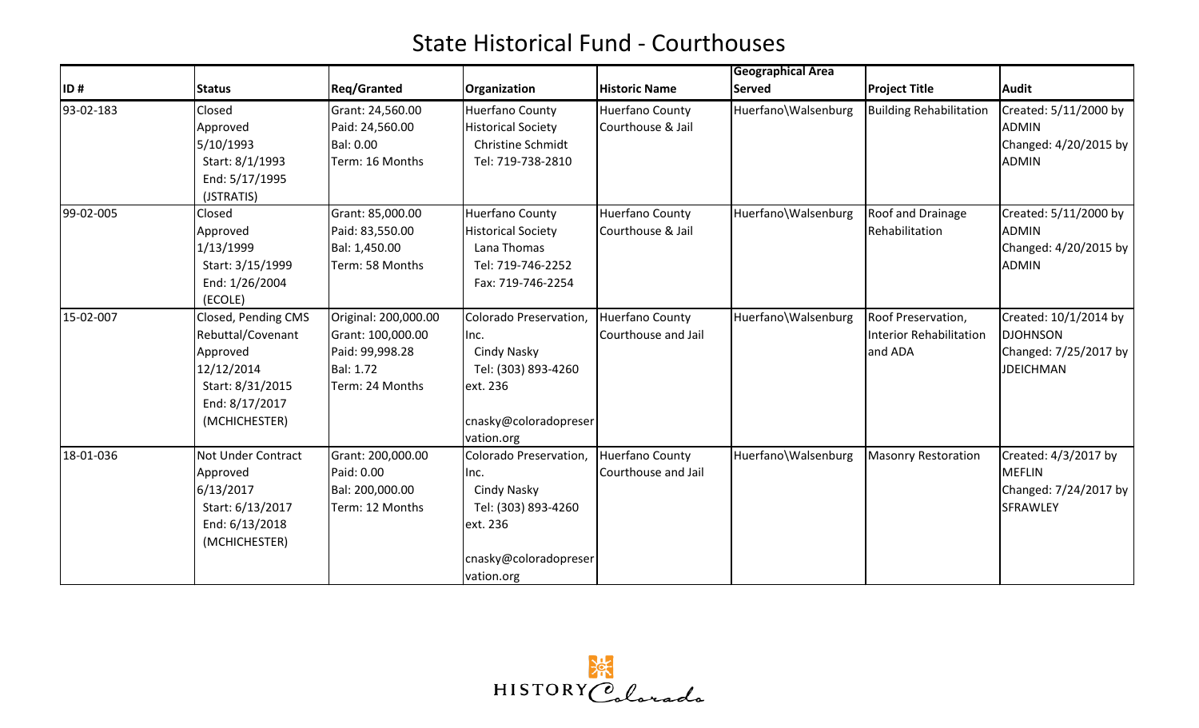# State Historical Fund - Courthouses

| ID # | Status | Req/Granted | Organization | Historic Name | Geographical Area Served | Project Title | Audit |
|---|---|---|---|---|---|---|---|
| 93-02-183 | Closed<br>Approved<br>5/10/1993<br>Start: 8/1/1993<br>End: 5/17/1995<br>(JSTRATIS) | Grant: 24,560.00<br>Paid: 24,560.00<br>Bal: 0.00<br>Term: 16 Months | Huerfano County Historical Society<br>Christine Schmidt<br>Tel: 719-738-2810 | Huerfano County Courthouse & Jail | Huerfano\Walsenburg | Building Rehabilitation | Created: 5/11/2000 by ADMIN<br>Changed: 4/20/2015 by ADMIN |
| 99-02-005 | Closed<br>Approved<br>1/13/1999<br>Start: 3/15/1999<br>End: 1/26/2004<br>(ECOLE) | Grant: 85,000.00<br>Paid: 83,550.00<br>Bal: 1,450.00<br>Term: 58 Months | Huerfano County Historical Society<br>Lana Thomas<br>Tel: 719-746-2252<br>Fax: 719-746-2254 | Huerfano County Courthouse & Jail | Huerfano\Walsenburg | Roof and Drainage Rehabilitation | Created: 5/11/2000 by ADMIN<br>Changed: 4/20/2015 by ADMIN |
| 15-02-007 | Closed, Pending CMS Rebuttal/Covenant<br>Approved<br>12/12/2014<br>Start: 8/31/2015<br>End: 8/17/2017<br>(MCHICHESTER) | Original: 200,000.00<br>Grant: 100,000.00<br>Paid: 99,998.28<br>Bal: 1.72<br>Term: 24 Months | Colorado Preservation, Inc.<br>Cindy Nasky<br>Tel: (303) 893-4260 ext. 236<br>cnasky@coloradopreservation.org | Huerfano County Courthouse and Jail | Huerfano\Walsenburg | Roof Preservation, Interior Rehabilitation and ADA | Created: 10/1/2014 by DJOHNSON<br>Changed: 7/25/2017 by JDEICHMAN |
| 18-01-036 | Not Under Contract<br>Approved<br>6/13/2017<br>Start: 6/13/2017<br>End: 6/13/2018<br>(MCHICHESTER) | Grant: 200,000.00<br>Paid: 0.00<br>Bal: 200,000.00<br>Term: 12 Months | Colorado Preservation, Inc.<br>Cindy Nasky<br>Tel: (303) 893-4260 ext. 236<br>cnasky@coloradopreservation.org | Huerfano County Courthouse and Jail | Huerfano\Walsenburg | Masonry Restoration | Created: 4/3/2017 by MEFLIN<br>Changed: 7/24/2017 by SFRAWLEY |

HISTORY Colorado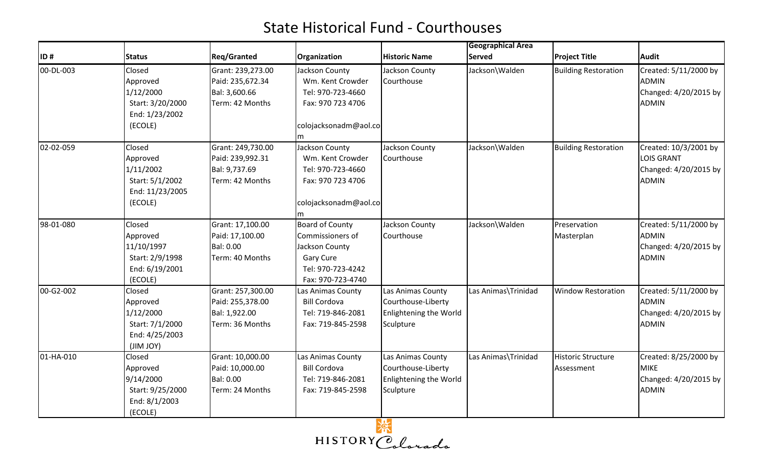# State Historical Fund - Courthouses

| ID # | Status | Req/Granted | Organization | Historic Name | Geographical Area Served | Project Title | Audit |
|---|---|---|---|---|---|---|---|
| 00-DL-003 | Closed<br>Approved<br>1/12/2000<br>Start: 3/20/2000<br>End: 1/23/2002<br>(ECOLE) | Grant: 239,273.00<br>Paid: 235,672.34<br>Bal: 3,600.66<br>Term: 42 Months | Jackson County<br>Wm. Kent Crowder<br>Tel: 970-723-4660<br>Fax: 970 723 4706<br><br>colojacksonadm@aol.com | Jackson County Courthouse | Jackson\Walden | Building Restoration | Created: 5/11/2000 by ADMIN<br>Changed: 4/20/2015 by ADMIN |
| 02-02-059 | Closed<br>Approved<br>1/11/2002<br>Start: 5/1/2002<br>End: 11/23/2005<br>(ECOLE) | Grant: 249,730.00<br>Paid: 239,992.31<br>Bal: 9,737.69<br>Term: 42 Months | Jackson County<br>Wm. Kent Crowder<br>Tel: 970-723-4660<br>Fax: 970 723 4706<br><br>colojacksonadm@aol.com | Jackson County Courthouse | Jackson\Walden | Building Restoration | Created: 10/3/2001 by LOIS GRANT<br>Changed: 4/20/2015 by ADMIN |
| 98-01-080 | Closed<br>Approved<br>11/10/1997<br>Start: 2/9/1998<br>End: 6/19/2001<br>(ECOLE) | Grant: 17,100.00<br>Paid: 17,100.00<br>Bal: 0.00<br>Term: 40 Months | Board of County Commissioners of Jackson County<br>Gary Cure<br>Tel: 970-723-4242<br>Fax: 970-723-4740 | Jackson County Courthouse | Jackson\Walden | Preservation Masterplan | Created: 5/11/2000 by ADMIN<br>Changed: 4/20/2015 by ADMIN |
| 00-G2-002 | Closed<br>Approved<br>1/12/2000<br>Start: 7/1/2000<br>End: 4/25/2003<br>(JIM JOY) | Grant: 257,300.00<br>Paid: 255,378.00<br>Bal: 1,922.00<br>Term: 36 Months | Las Animas County<br>Bill Cordova<br>Tel: 719-846-2081<br>Fax: 719-845-2598 | Las Animas County Courthouse-Liberty Enlightening the World Sculpture | Las Animas\Trinidad | Window Restoration | Created: 5/11/2000 by ADMIN<br>Changed: 4/20/2015 by ADMIN |
| 01-HA-010 | Closed<br>Approved<br>9/14/2000<br>Start: 9/25/2000<br>End: 8/1/2003<br>(ECOLE) | Grant: 10,000.00<br>Paid: 10,000.00<br>Bal: 0.00<br>Term: 24 Months | Las Animas County<br>Bill Cordova<br>Tel: 719-846-2081<br>Fax: 719-845-2598 | Las Animas County Courthouse-Liberty Enlightening the World Sculpture | Las Animas\Trinidad | Historic Structure Assessment | Created: 8/25/2000 by MIKE<br>Changed: 4/20/2015 by ADMIN |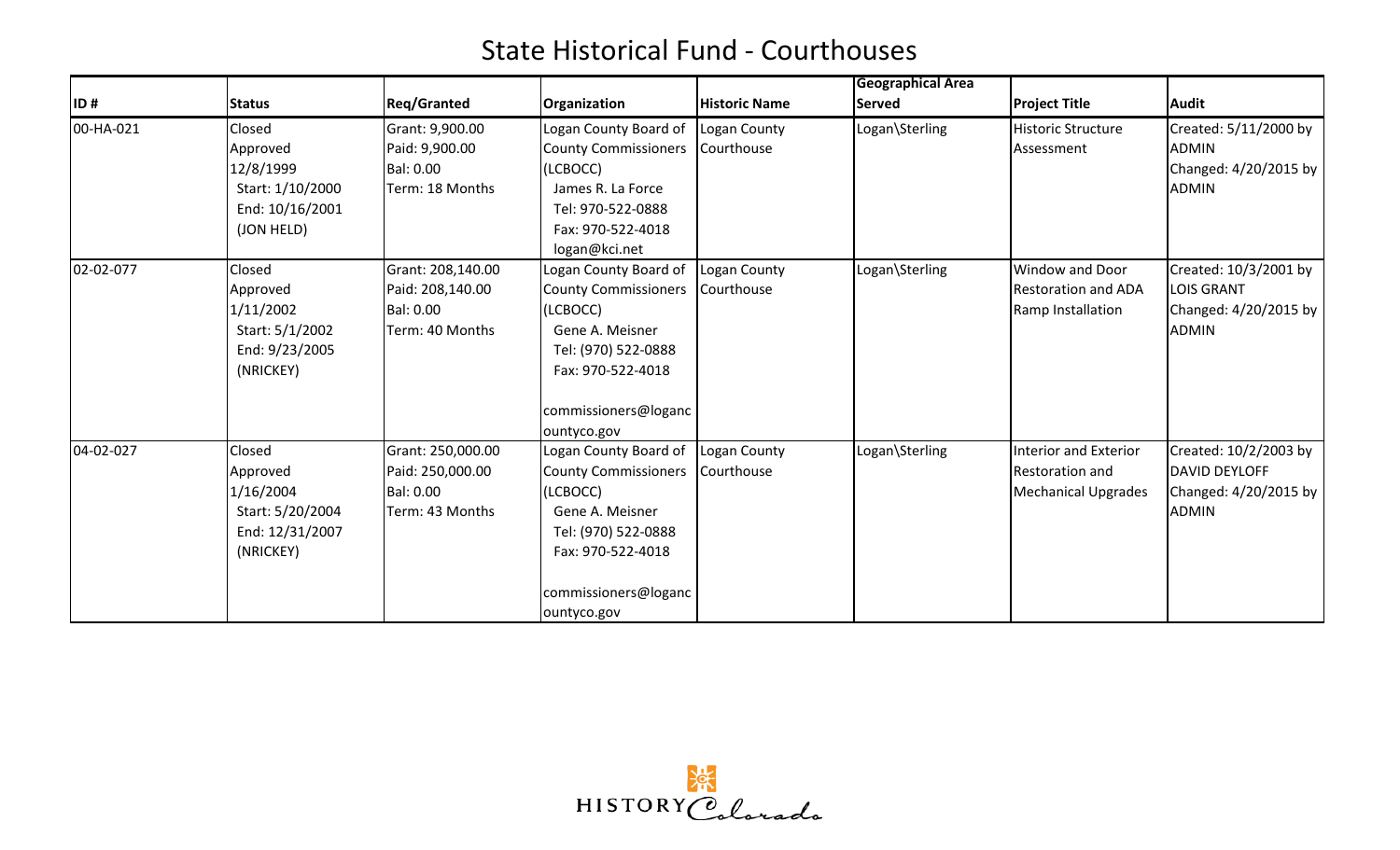# State Historical Fund - Courthouses

| ID # | Status | Req/Granted | Organization | Historic Name | Geographical Area Served | Project Title | Audit |
|---|---|---|---|---|---|---|---|
| 00-HA-021 | Closed<br>Approved<br>12/8/1999<br>Start: 1/10/2000<br>End: 10/16/2001<br>(JON HELD) | Grant: 9,900.00<br>Paid: 9,900.00<br>Bal: 0.00<br>Term: 18 Months | Logan County Board of County Commissioners (LCBOCC)<br>James R. La Force<br>Tel: 970-522-0888<br>Fax: 970-522-4018<br>logan@kci.net | Logan County Courthouse | Logan\Sterling | Historic Structure Assessment | Created: 5/11/2000 by ADMIN<br>Changed: 4/20/2015 by ADMIN |
| 02-02-077 | Closed<br>Approved<br>1/11/2002<br>Start: 5/1/2002<br>End: 9/23/2005<br>(NRICKEY) | Grant: 208,140.00<br>Paid: 208,140.00<br>Bal: 0.00<br>Term: 40 Months | Logan County Board of County Commissioners (LCBOCC)<br>Gene A. Meisner<br>Tel: (970) 522-0888<br>Fax: 970-522-4018<br>commissioners@logancountyco.gov | Logan County Courthouse | Logan\Sterling | Window and Door Restoration and ADA Ramp Installation | Created: 10/3/2001 by LOIS GRANT<br>Changed: 4/20/2015 by ADMIN |
| 04-02-027 | Closed<br>Approved<br>1/16/2004<br>Start: 5/20/2004<br>End: 12/31/2007<br>(NRICKEY) | Grant: 250,000.00<br>Paid: 250,000.00<br>Bal: 0.00<br>Term: 43 Months | Logan County Board of County Commissioners (LCBOCC)<br>Gene A. Meisner<br>Tel: (970) 522-0888<br>Fax: 970-522-4018<br>commissioners@logancountyco.gov | Logan County Courthouse | Logan\Sterling | Interior and Exterior Restoration and Mechanical Upgrades | Created: 10/2/2003 by DAVID DEYLOFF<br>Changed: 4/20/2015 by ADMIN |

HISTORY Colorado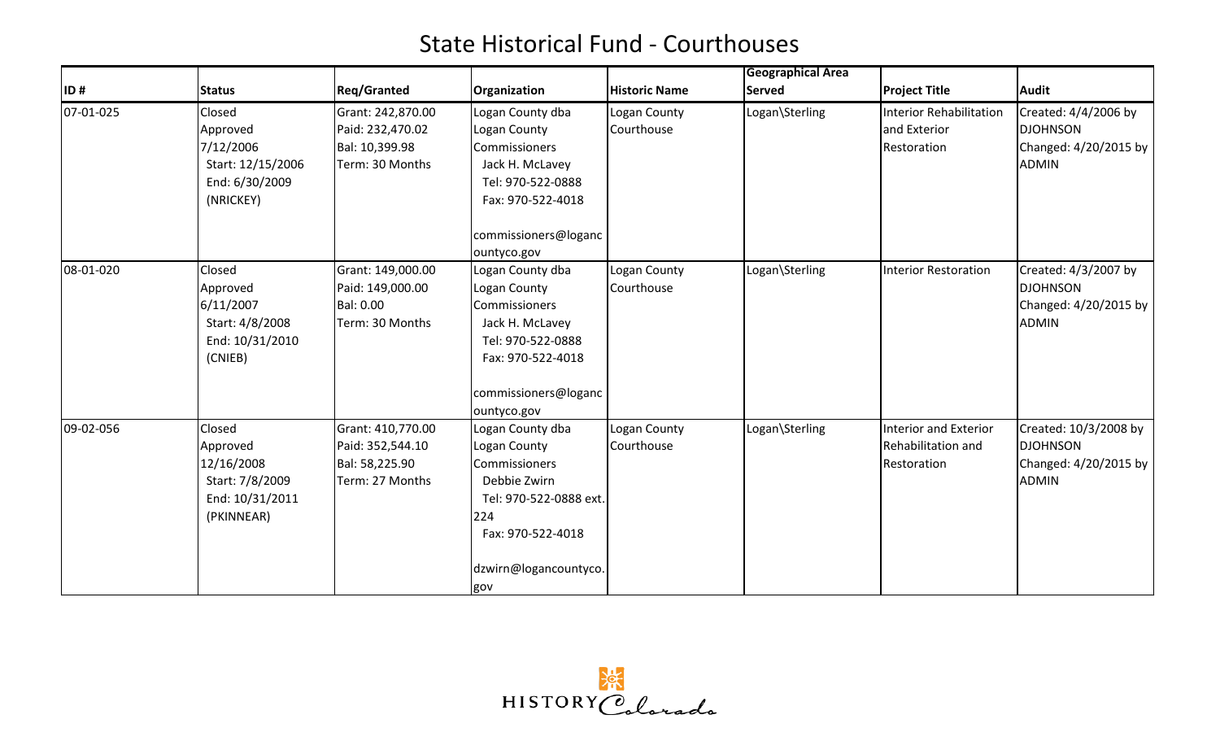# State Historical Fund - Courthouses

| ID # | Status | Req/Granted | Organization | Historic Name | Geographical Area Served | Project Title | Audit |
| --- | --- | --- | --- | --- | --- | --- | --- |
| 07-01-025 | Closed<br>Approved<br>7/12/2006<br>Start: 12/15/2006<br>End: 6/30/2009<br>(NRICKEY) | Grant: 242,870.00<br>Paid: 232,470.02<br>Bal: 10,399.98<br>Term: 30 Months | Logan County dba Logan County Commissioners<br>Jack H. McLavey<br>Tel: 970-522-0888<br>Fax: 970-522-4018<br>commissioners@logancountyco.gov | Logan County Courthouse | Logan\Sterling | Interior Rehabilitation and Exterior Restoration | Created: 4/4/2006 by DJOHNSON<br>Changed: 4/20/2015 by ADMIN |
| 08-01-020 | Closed<br>Approved<br>6/11/2007<br>Start: 4/8/2008<br>End: 10/31/2010<br>(CNIEB) | Grant: 149,000.00<br>Paid: 149,000.00<br>Bal: 0.00<br>Term: 30 Months | Logan County dba Logan County Commissioners<br>Jack H. McLavey<br>Tel: 970-522-0888<br>Fax: 970-522-4018<br>commissioners@logancountyco.gov | Logan County Courthouse | Logan\Sterling | Interior Restoration | Created: 4/3/2007 by DJOHNSON<br>Changed: 4/20/2015 by ADMIN |
| 09-02-056 | Closed<br>Approved<br>12/16/2008<br>Start: 7/8/2009<br>End: 10/31/2011<br>(PKINNEAR) | Grant: 410,770.00<br>Paid: 352,544.10<br>Bal: 58,225.90<br>Term: 27 Months | Logan County dba Logan County Commissioners<br>Debbie Zwirn<br>Tel: 970-522-0888 ext. 224<br>Fax: 970-522-4018<br>dzwirn@logancountyco.gov | Logan County Courthouse | Logan\Sterling | Interior and Exterior Rehabilitation and Restoration | Created: 10/3/2008 by DJOHNSON<br>Changed: 4/20/2015 by ADMIN |

HISTORY Colorado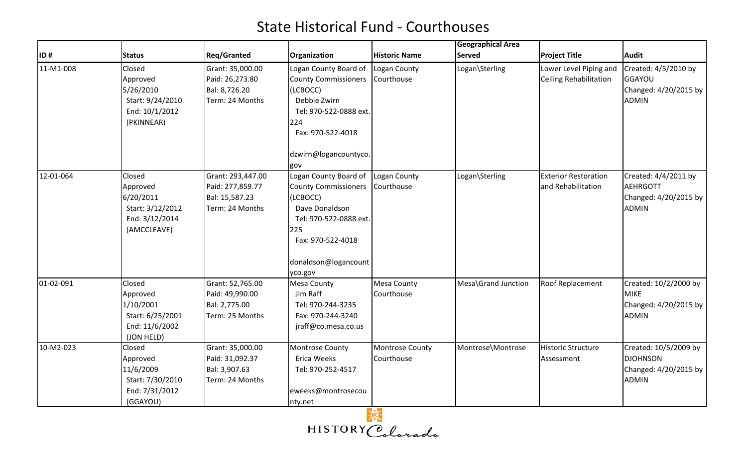# State Historical Fund - Courthouses

| ID # | Status | Req/Granted | Organization | Historic Name | Geographical Area Served | Project Title | Audit |
|---|---|---|---|---|---|---|---|
| 11-M1-008 | Closed Approved 5/26/2010 Start: 9/24/2010 End: 10/1/2012 (PKINNEAR) | Grant: 35,000.00 Paid: 26,273.80 Bal: 8,726.20 Term: 24 Months | Logan County Board of County Commissioners (LCBOCC) Debbie Zwirn Tel: 970-522-0888 ext. 224 Fax: 970-522-4018 dzwirn@logancountyco.gov | Logan County Courthouse | Logan\Sterling | Lower Level Piping and Ceiling Rehabilitation | Created: 4/5/2010 by GGAYOU Changed: 4/20/2015 by ADMIN |
| 12-01-064 | Closed Approved 6/20/2011 Start: 3/12/2012 End: 3/12/2014 (AMCCLEAVE) | Grant: 293,447.00 Paid: 277,859.77 Bal: 15,587.23 Term: 24 Months | Logan County Board of County Commissioners (LCBOCC) Dave Donaldson Tel: 970-522-0888 ext. 225 Fax: 970-522-4018 donaldson@logancountyco.gov | Logan County Courthouse | Logan\Sterling | Exterior Restoration and Rehabilitation | Created: 4/4/2011 by AEHRGOTT Changed: 4/20/2015 by ADMIN |
| 01-02-091 | Closed Approved 1/10/2001 Start: 6/25/2001 End: 11/6/2002 (JON HELD) | Grant: 52,765.00 Paid: 49,990.00 Bal: 2,775.00 Term: 25 Months | Mesa County Jim Raff Tel: 970-244-3235 Fax: 970-244-3240 jraff@co.mesa.co.us | Mesa County Courthouse | Mesa\Grand Junction | Roof Replacement | Created: 10/2/2000 by MIKE Changed: 4/20/2015 by ADMIN |
| 10-M2-023 | Closed Approved 11/6/2009 Start: 7/30/2010 End: 7/31/2012 (GGAYOU) | Grant: 35,000.00 Paid: 31,092.37 Bal: 3,907.63 Term: 24 Months | Montrose County Erica Weeks Tel: 970-252-4517 eweeks@montrosecounty.net | Montrose County Courthouse | Montrose\Montrose | Historic Structure Assessment | Created: 10/5/2009 by DJOHNSON Changed: 4/20/2015 by ADMIN |

HISTORY Colorado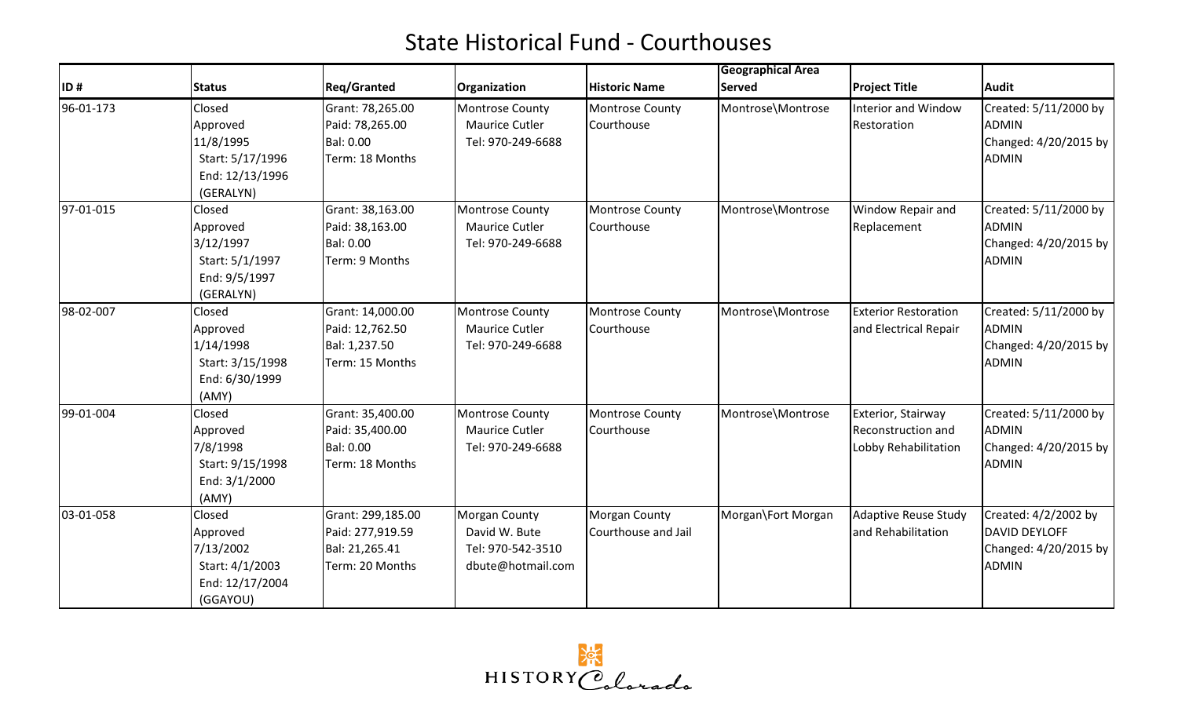# State Historical Fund - Courthouses

| ID # | Status | Req/Granted | Organization | Historic Name | Geographical Area Served | Project Title | Audit |
|---|---|---|---|---|---|---|---|
| 96-01-173 | Closed<br>Approved 11/8/1995<br>Start: 5/17/1996<br>End: 12/13/1996<br>(GERALYN) | Grant: 78,265.00<br>Paid: 78,265.00<br>Bal: 0.00<br>Term: 18 Months | Montrose County<br>Maurice Cutler<br>Tel: 970-249-6688 | Montrose County Courthouse | Montrose\Montrose | Interior and Window Restoration | Created: 5/11/2000 by ADMIN<br>Changed: 4/20/2015 by ADMIN |
| 97-01-015 | Closed<br>Approved 3/12/1997<br>Start: 5/1/1997<br>End: 9/5/1997<br>(GERALYN) | Grant: 38,163.00<br>Paid: 38,163.00<br>Bal: 0.00<br>Term: 9 Months | Montrose County<br>Maurice Cutler<br>Tel: 970-249-6688 | Montrose County Courthouse | Montrose\Montrose | Window Repair and Replacement | Created: 5/11/2000 by ADMIN<br>Changed: 4/20/2015 by ADMIN |
| 98-02-007 | Closed<br>Approved 1/14/1998<br>Start: 3/15/1998<br>End: 6/30/1999<br>(AMY) | Grant: 14,000.00<br>Paid: 12,762.50<br>Bal: 1,237.50<br>Term: 15 Months | Montrose County<br>Maurice Cutler<br>Tel: 970-249-6688 | Montrose County Courthouse | Montrose\Montrose | Exterior Restoration and Electrical Repair | Created: 5/11/2000 by ADMIN<br>Changed: 4/20/2015 by ADMIN |
| 99-01-004 | Closed<br>Approved 7/8/1998<br>Start: 9/15/1998<br>End: 3/1/2000<br>(AMY) | Grant: 35,400.00<br>Paid: 35,400.00<br>Bal: 0.00<br>Term: 18 Months | Montrose County<br>Maurice Cutler<br>Tel: 970-249-6688 | Montrose County Courthouse | Montrose\Montrose | Exterior, Stairway Reconstruction and Lobby Rehabilitation | Created: 5/11/2000 by ADMIN<br>Changed: 4/20/2015 by ADMIN |
| 03-01-058 | Closed<br>Approved 7/13/2002<br>Start: 4/1/2003<br>End: 12/17/2004<br>(GGAYOU) | Grant: 299,185.00<br>Paid: 277,919.59<br>Bal: 21,265.41<br>Term: 20 Months | Morgan County<br>David W. Bute<br>Tel: 970-542-3510<br>dbute@hotmail.com | Morgan County Courthouse and Jail | Morgan\Fort Morgan | Adaptive Reuse Study and Rehabilitation | Created: 4/2/2002 by DAVID DEYLOFF<br>Changed: 4/20/2015 by ADMIN |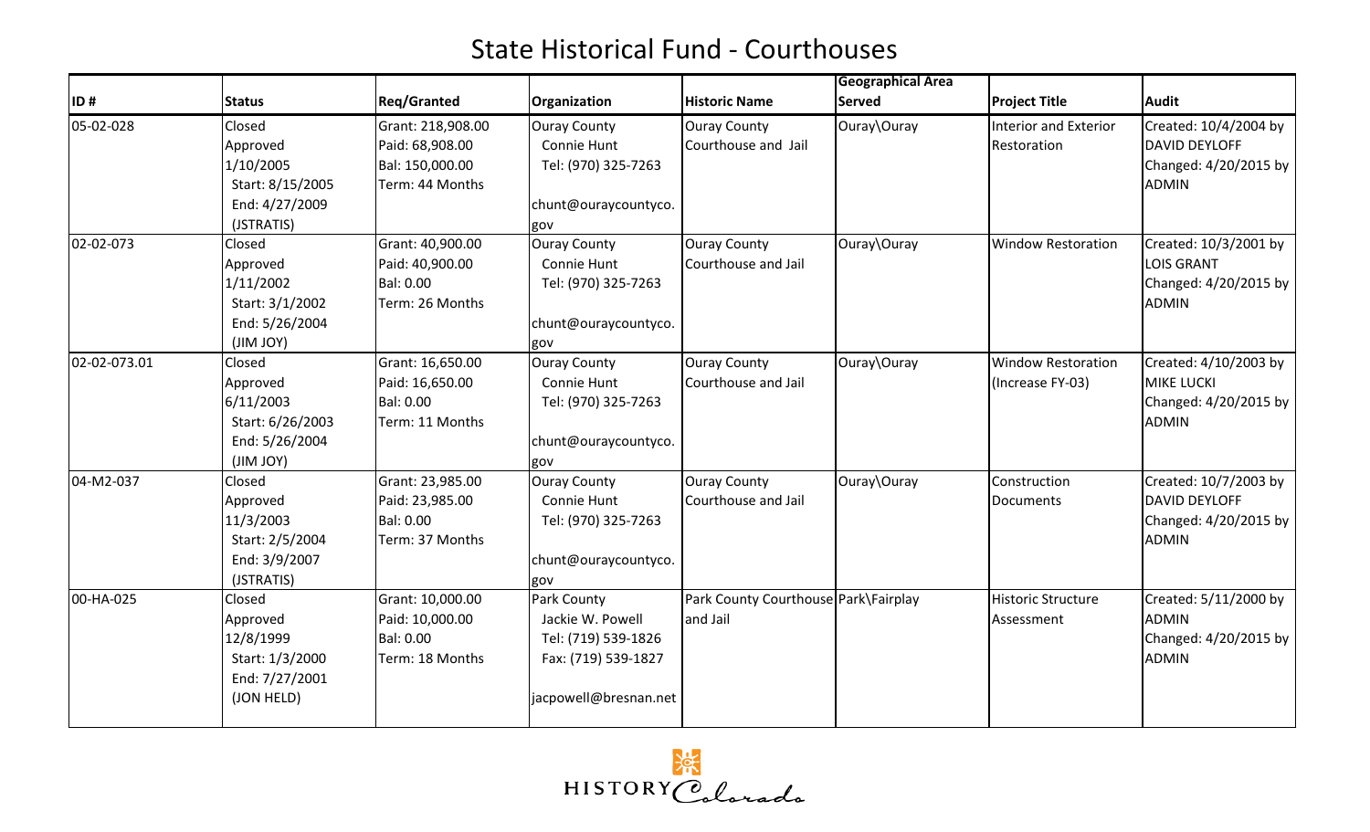# State Historical Fund - Courthouses

| ID # | Status | Req/Granted | Organization | Historic Name | Geographical Area Served | Project Title | Audit |
|---|---|---|---|---|---|---|---|
| 05-02-028 | Closed Approved 1/10/2005 Start: 8/15/2005 End: 4/27/2009 (JSTRATIS) | Grant: 218,908.00 Paid: 68,908.00 Bal: 150,000.00 Term: 44 Months | Ouray County Connie Hunt Tel: (970) 325-7263 chunt@ouraycountyco.gov | Ouray County Courthouse and Jail | Ouray\Ouray | Interior and Exterior Restoration | Created: 10/4/2004 by DAVID DEYLOFF Changed: 4/20/2015 by ADMIN |
| 02-02-073 | Closed Approved 1/11/2002 Start: 3/1/2002 End: 5/26/2004 (JIM JOY) | Grant: 40,900.00 Paid: 40,900.00 Bal: 0.00 Term: 26 Months | Ouray County Connie Hunt Tel: (970) 325-7263 chunt@ouraycountyco.gov | Ouray County Courthouse and Jail | Ouray\Ouray | Window Restoration | Created: 10/3/2001 by LOIS GRANT Changed: 4/20/2015 by ADMIN |
| 02-02-073.01 | Closed Approved 6/11/2003 Start: 6/26/2003 End: 5/26/2004 (JIM JOY) | Grant: 16,650.00 Paid: 16,650.00 Bal: 0.00 Term: 11 Months | Ouray County Connie Hunt Tel: (970) 325-7263 chunt@ouraycountyco.gov | Ouray County Courthouse and Jail | Ouray\Ouray | Window Restoration (Increase FY-03) | Created: 4/10/2003 by MIKE LUCKI Changed: 4/20/2015 by ADMIN |
| 04-M2-037 | Closed Approved 11/3/2003 Start: 2/5/2004 End: 3/9/2007 (JSTRATIS) | Grant: 23,985.00 Paid: 23,985.00 Bal: 0.00 Term: 37 Months | Ouray County Connie Hunt Tel: (970) 325-7263 chunt@ouraycountyco.gov | Ouray County Courthouse and Jail | Ouray\Ouray | Construction Documents | Created: 10/7/2003 by DAVID DEYLOFF Changed: 4/20/2015 by ADMIN |
| 00-HA-025 | Closed Approved 12/8/1999 Start: 1/3/2000 End: 7/27/2001 (JON HELD) | Grant: 10,000.00 Paid: 10,000.00 Bal: 0.00 Term: 18 Months | Park County Jackie W. Powell Tel: (719) 539-1826 Fax: (719) 539-1827 jacpowell@bresnan.net | Park County Courthouse and Jail | Park\Fairplay | Historic Structure Assessment | Created: 5/11/2000 by ADMIN Changed: 4/20/2015 by ADMIN |

HISTORY Colorado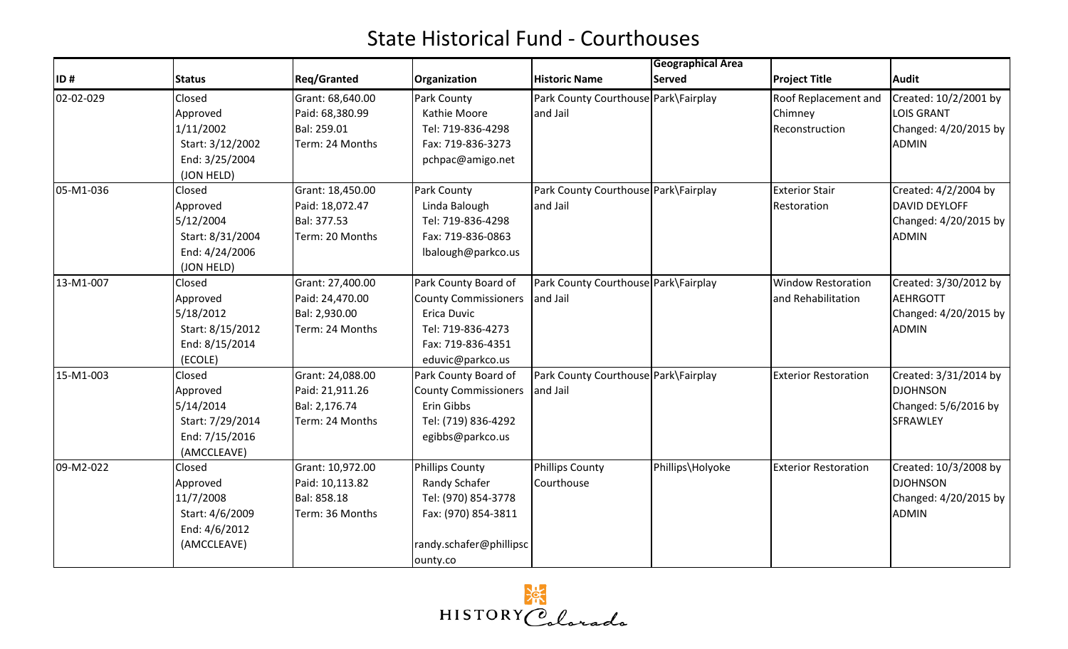# State Historical Fund - Courthouses

| ID # | Status | Req/Granted | Organization | Historic Name | Geographical Area Served | Project Title | Audit |
|---|---|---|---|---|---|---|---|
| 02-02-029 | Closed<br>Approved<br>1/11/2002<br>Start: 3/12/2002<br>End: 3/25/2004<br>(JON HELD) | Grant: 68,640.00<br>Paid: 68,380.99<br>Bal: 259.01<br>Term: 24 Months | Park County<br>Kathie Moore<br>Tel: 719-836-4298<br>Fax: 719-836-3273<br>pchpac@amigo.net | Park County Courthouse and Jail | Park\Fairplay | Roof Replacement and Chimney Reconstruction | Created: 10/2/2001 by LOIS GRANT<br>Changed: 4/20/2015 by ADMIN |
| 05-M1-036 | Closed<br>Approved<br>5/12/2004<br>Start: 8/31/2004<br>End: 4/24/2006<br>(JON HELD) | Grant: 18,450.00<br>Paid: 18,072.47<br>Bal: 377.53<br>Term: 20 Months | Park County<br>Linda Balough<br>Tel: 719-836-4298<br>Fax: 719-836-0863<br>lbalough@parkco.us | Park County Courthouse and Jail | Park\Fairplay | Exterior Stair Restoration | Created: 4/2/2004 by DAVID DEYLOFF<br>Changed: 4/20/2015 by ADMIN |
| 13-M1-007 | Closed<br>Approved<br>5/18/2012<br>Start: 8/15/2012<br>End: 8/15/2014<br>(ECOLE) | Grant: 27,400.00<br>Paid: 24,470.00<br>Bal: 2,930.00<br>Term: 24 Months | Park County Board of County Commissioners<br>Erica Duvic<br>Tel: 719-836-4273<br>Fax: 719-836-4351<br>eduvic@parkco.us | Park County Courthouse and Jail | Park\Fairplay | Window Restoration and Rehabilitation | Created: 3/30/2012 by AEHRGOTT<br>Changed: 4/20/2015 by ADMIN |
| 15-M1-003 | Closed<br>Approved<br>5/14/2014<br>Start: 7/29/2014<br>End: 7/15/2016<br>(AMCCLEAVE) | Grant: 24,088.00<br>Paid: 21,911.26<br>Bal: 2,176.74<br>Term: 24 Months | Park County Board of County Commissioners<br>Erin Gibbs<br>Tel: (719) 836-4292<br>egibbs@parkco.us | Park County Courthouse and Jail | Park\Fairplay | Exterior Restoration | Created: 3/31/2014 by DJOHNSON<br>Changed: 5/6/2016 by SFRAWLEY |
| 09-M2-022 | Closed<br>Approved<br>11/7/2008<br>Start: 4/6/2009<br>End: 4/6/2012<br>(AMCCLEAVE) | Grant: 10,972.00<br>Paid: 10,113.82<br>Bal: 858.18<br>Term: 36 Months | Phillips County<br>Randy Schafer<br>Tel: (970) 854-3778<br>Fax: (970) 854-3811<br>randy.schafer@phillipscounty.co | Phillips County Courthouse | Phillips\Holyoke | Exterior Restoration | Created: 10/3/2008 by DJOHNSON<br>Changed: 4/20/2015 by ADMIN |

HISTORY Colorado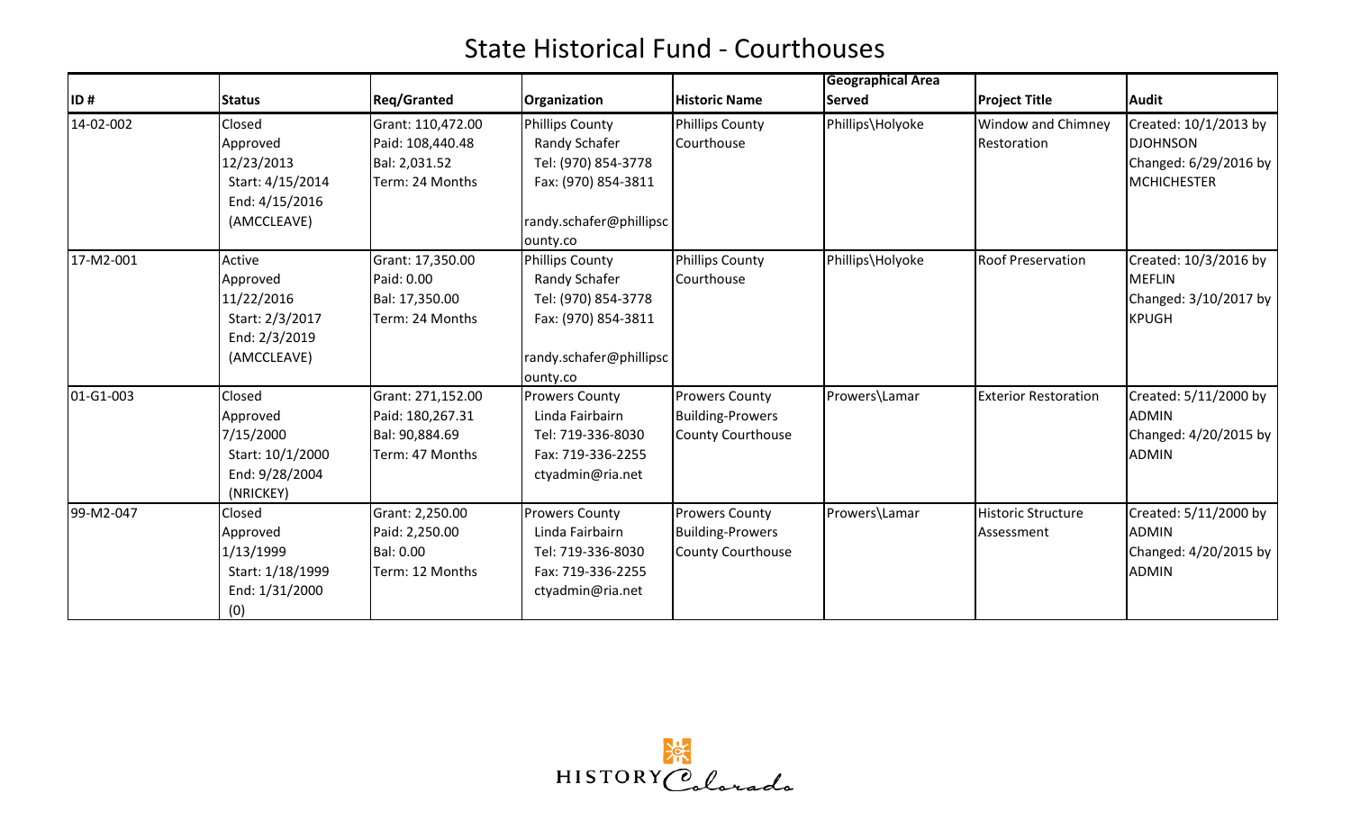# State Historical Fund - Courthouses

| ID # | Status | Req/Granted | Organization | Historic Name | Geographical Area Served | Project Title | Audit |
|---|---|---|---|---|---|---|---|
| 14-02-002 | Closed<br>Approved<br>12/23/2013<br>Start: 4/15/2014<br>End: 4/15/2016<br>(AMCCLEAVE) | Grant: 110,472.00<br>Paid: 108,440.48<br>Bal: 2,031.52<br>Term: 24 Months | Phillips County<br>Randy Schafer<br>Tel: (970) 854-3778<br>Fax: (970) 854-3811<br><br>randy.schafer@phillipscounty.co | Phillips County Courthouse | Phillips\Holyoke | Window and Chimney Restoration | Created: 10/1/2013 by DJOHNSON<br>Changed: 6/29/2016 by MCHICHESTER |
| 17-M2-001 | Active<br>Approved<br>11/22/2016<br>Start: 2/3/2017<br>End: 2/3/2019<br>(AMCCLEAVE) | Grant: 17,350.00<br>Paid: 0.00<br>Bal: 17,350.00<br>Term: 24 Months | Phillips County<br>Randy Schafer<br>Tel: (970) 854-3778<br>Fax: (970) 854-3811<br><br>randy.schafer@phillipscounty.co | Phillips County Courthouse | Phillips\Holyoke | Roof Preservation | Created: 10/3/2016 by MEFLIN<br>Changed: 3/10/2017 by KPUGH |
| 01-G1-003 | Closed<br>Approved<br>7/15/2000<br>Start: 10/1/2000<br>End: 9/28/2004<br>(NRICKEY) | Grant: 271,152.00<br>Paid: 180,267.31<br>Bal: 90,884.69<br>Term: 47 Months | Prowers County<br>Linda Fairbairn<br>Tel: 719-336-8030<br>Fax: 719-336-2255<br>ctyadmin@ria.net | Prowers County Building-Prowers County Courthouse | Prowers\Lamar | Exterior Restoration | Created: 5/11/2000 by ADMIN<br>Changed: 4/20/2015 by ADMIN |
| 99-M2-047 | Closed<br>Approved<br>1/13/1999<br>Start: 1/18/1999<br>End: 1/31/2000<br>(0) | Grant: 2,250.00<br>Paid: 2,250.00<br>Bal: 0.00<br>Term: 12 Months | Prowers County<br>Linda Fairbairn<br>Tel: 719-336-8030<br>Fax: 719-336-2255<br>ctyadmin@ria.net | Prowers County Building-Prowers County Courthouse | Prowers\Lamar | Historic Structure Assessment | Created: 5/11/2000 by ADMIN<br>Changed: 4/20/2015 by ADMIN |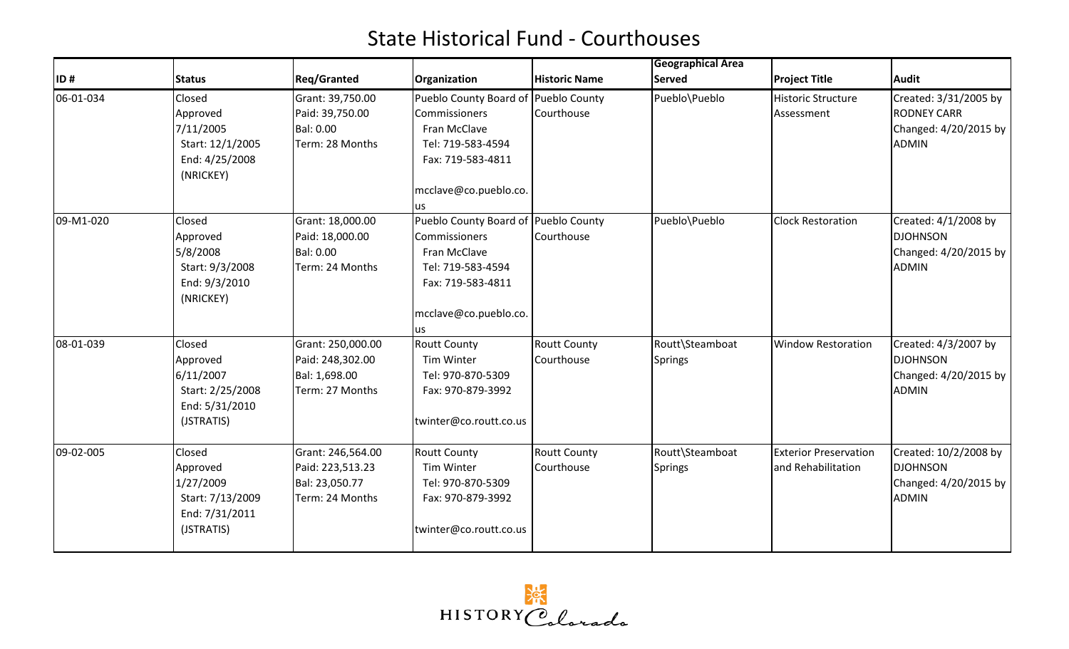# State Historical Fund - Courthouses

| ID # | Status | Req/Granted | Organization | Historic Name | Geographical Area Served | Project Title | Audit |
|---|---|---|---|---|---|---|---|
| 06-01-034 | Closed<br>Approved<br>7/11/2005<br>Start: 12/1/2005<br>End: 4/25/2008<br>(NRICKEY) | Grant: 39,750.00<br>Paid: 39,750.00<br>Bal: 0.00<br>Term: 28 Months | Pueblo County Board of Commissioners<br>Fran McClave<br>Tel: 719-583-4594<br>Fax: 719-583-4811<br>mcclave@co.pueblo.co.us | Pueblo County Courthouse | Pueblo\Pueblo | Historic Structure Assessment | Created: 3/31/2005 by RODNEY CARR<br>Changed: 4/20/2015 by ADMIN |
| 09-M1-020 | Closed<br>Approved<br>5/8/2008<br>Start: 9/3/2008<br>End: 9/3/2010<br>(NRICKEY) | Grant: 18,000.00<br>Paid: 18,000.00<br>Bal: 0.00<br>Term: 24 Months | Pueblo County Board of Commissioners<br>Fran McClave<br>Tel: 719-583-4594<br>Fax: 719-583-4811<br>mcclave@co.pueblo.co.us | Pueblo County Courthouse | Pueblo\Pueblo | Clock Restoration | Created: 4/1/2008 by DJOHNSON<br>Changed: 4/20/2015 by ADMIN |
| 08-01-039 | Closed<br>Approved<br>6/11/2007<br>Start: 2/25/2008<br>End: 5/31/2010<br>(JSTRATIS) | Grant: 250,000.00<br>Paid: 248,302.00<br>Bal: 1,698.00<br>Term: 27 Months | Routt County<br>Tim Winter<br>Tel: 970-870-5309<br>Fax: 970-879-3992<br>twinter@co.routt.co.us | Routt County Courthouse | Routt\Steamboat Springs | Window Restoration | Created: 4/3/2007 by DJOHNSON<br>Changed: 4/20/2015 by ADMIN |
| 09-02-005 | Closed<br>Approved<br>1/27/2009<br>Start: 7/13/2009<br>End: 7/31/2011<br>(JSTRATIS) | Grant: 246,564.00<br>Paid: 223,513.23<br>Bal: 23,050.77<br>Term: 24 Months | Routt County<br>Tim Winter<br>Tel: 970-870-5309<br>Fax: 970-879-3992<br>twinter@co.routt.co.us | Routt County Courthouse | Routt\Steamboat Springs | Exterior Preservation and Rehabilitation | Created: 10/2/2008 by DJOHNSON<br>Changed: 4/20/2015 by ADMIN |

HISTORY Colorado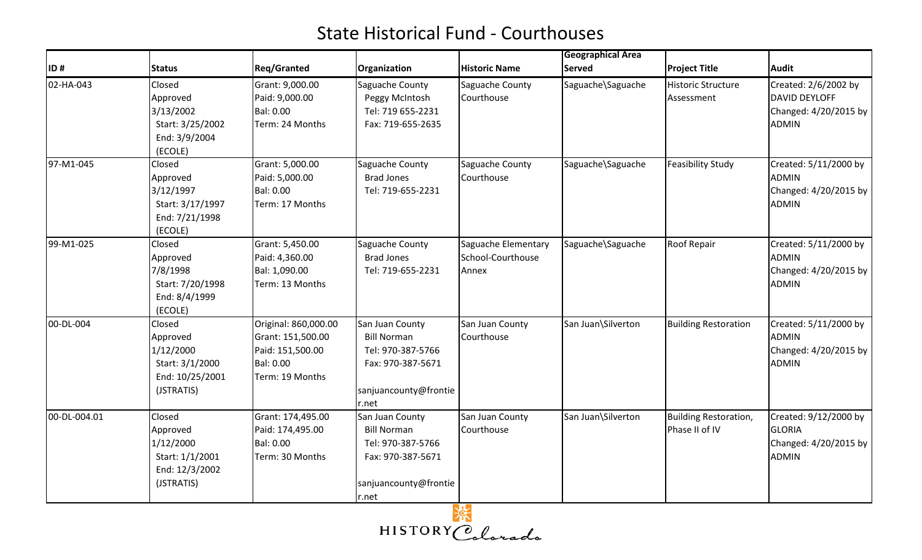# State Historical Fund - Courthouses

| ID # | Status | Req/Granted | Organization | Historic Name | Geographical Area Served | Project Title | Audit |
|---|---|---|---|---|---|---|---|
| 02-HA-043 | Closed<br>Approved<br>3/13/2002<br>Start: 3/25/2002<br>End: 3/9/2004<br>(ECOLE) | Grant: 9,000.00<br>Paid: 9,000.00<br>Bal: 0.00<br>Term: 24 Months | Saguache County<br>Peggy McIntosh<br>Tel: 719 655-2231<br>Fax: 719-655-2635 | Saguache County Courthouse | Saguache\Saguache | Historic Structure Assessment | Created: 2/6/2002 by DAVID DEYLOFF<br>Changed: 4/20/2015 by ADMIN |
| 97-M1-045 | Closed<br>Approved<br>3/12/1997<br>Start: 3/17/1997<br>End: 7/21/1998<br>(ECOLE) | Grant: 5,000.00<br>Paid: 5,000.00<br>Bal: 0.00<br>Term: 17 Months | Saguache County<br>Brad Jones<br>Tel: 719-655-2231 | Saguache County Courthouse | Saguache\Saguache | Feasibility Study | Created: 5/11/2000 by ADMIN<br>Changed: 4/20/2015 by ADMIN |
| 99-M1-025 | Closed<br>Approved<br>7/8/1998<br>Start: 7/20/1998<br>End: 8/4/1999<br>(ECOLE) | Grant: 5,450.00<br>Paid: 4,360.00<br>Bal: 1,090.00<br>Term: 13 Months | Saguache County<br>Brad Jones<br>Tel: 719-655-2231 | Saguache Elementary School-Courthouse Annex | Saguache\Saguache | Roof Repair | Created: 5/11/2000 by ADMIN<br>Changed: 4/20/2015 by ADMIN |
| 00-DL-004 | Closed<br>Approved<br>1/12/2000<br>Start: 3/1/2000<br>End: 10/25/2001<br>(JSTRATIS) | Original: 860,000.00<br>Grant: 151,500.00<br>Paid: 151,500.00<br>Bal: 0.00<br>Term: 19 Months | San Juan County<br>Bill Norman<br>Tel: 970-387-5766<br>Fax: 970-387-5671<br>sanjuancounty@frontier.net | San Juan County Courthouse | San Juan\Silverton | Building Restoration | Created: 5/11/2000 by ADMIN<br>Changed: 4/20/2015 by ADMIN |
| 00-DL-004.01 | Closed<br>Approved<br>1/12/2000<br>Start: 1/1/2001<br>End: 12/3/2002<br>(JSTRATIS) | Grant: 174,495.00<br>Paid: 174,495.00<br>Bal: 0.00<br>Term: 30 Months | San Juan County<br>Bill Norman<br>Tel: 970-387-5766<br>Fax: 970-387-5671<br>sanjuancounty@frontier.net | San Juan County Courthouse | San Juan\Silverton | Building Restoration, Phase II of IV | Created: 9/12/2000 by GLORIA<br>Changed: 4/20/2015 by ADMIN |

HISTORY Colorado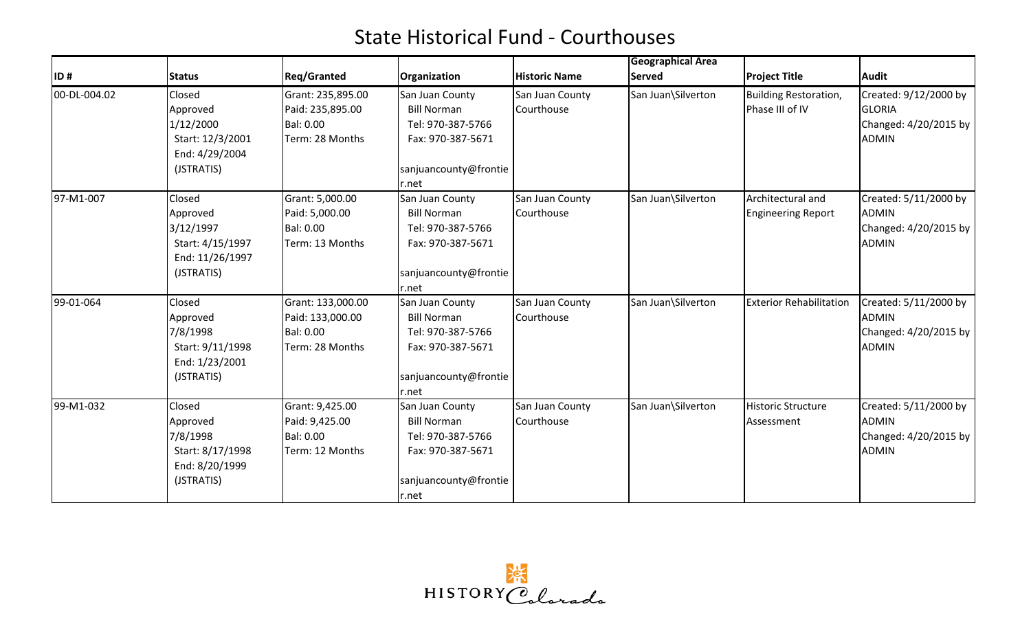# State Historical Fund - Courthouses

| ID # | Status | Req/Granted | Organization | Historic Name | Geographical Area Served | Project Title | Audit |
|---|---|---|---|---|---|---|---|
| 00-DL-004.02 | Closed<br>Approved<br>1/12/2000<br>Start: 12/3/2001<br>End: 4/29/2004<br>(JSTRATIS) | Grant: 235,895.00<br>Paid: 235,895.00<br>Bal: 0.00<br>Term: 28 Months | San Juan County<br>Bill Norman<br>Tel: 970-387-5766<br>Fax: 970-387-5671<br>sanjuancounty@frontier.net | San Juan County Courthouse | San Juan\Silverton | Building Restoration, Phase III of IV | Created: 9/12/2000 by GLORIA<br>Changed: 4/20/2015 by ADMIN |
| 97-M1-007 | Closed<br>Approved<br>3/12/1997<br>Start: 4/15/1997<br>End: 11/26/1997<br>(JSTRATIS) | Grant: 5,000.00<br>Paid: 5,000.00<br>Bal: 0.00<br>Term: 13 Months | San Juan County<br>Bill Norman<br>Tel: 970-387-5766<br>Fax: 970-387-5671<br>sanjuancounty@frontier.net | San Juan County Courthouse | San Juan\Silverton | Architectural and Engineering Report | Created: 5/11/2000 by ADMIN<br>Changed: 4/20/2015 by ADMIN |
| 99-01-064 | Closed<br>Approved<br>7/8/1998<br>Start: 9/11/1998<br>End: 1/23/2001<br>(JSTRATIS) | Grant: 133,000.00<br>Paid: 133,000.00<br>Bal: 0.00<br>Term: 28 Months | San Juan County<br>Bill Norman<br>Tel: 970-387-5766<br>Fax: 970-387-5671<br>sanjuancounty@frontier.net | San Juan County Courthouse | San Juan\Silverton | Exterior Rehabilitation | Created: 5/11/2000 by ADMIN<br>Changed: 4/20/2015 by ADMIN |
| 99-M1-032 | Closed<br>Approved<br>7/8/1998<br>Start: 8/17/1998<br>End: 8/20/1999<br>(JSTRATIS) | Grant: 9,425.00<br>Paid: 9,425.00<br>Bal: 0.00<br>Term: 12 Months | San Juan County<br>Bill Norman<br>Tel: 970-387-5766<br>Fax: 970-387-5671<br>sanjuancounty@frontier.net | San Juan County Courthouse | San Juan\Silverton | Historic Structure Assessment | Created: 5/11/2000 by ADMIN<br>Changed: 4/20/2015 by ADMIN |

HISTORY Colorado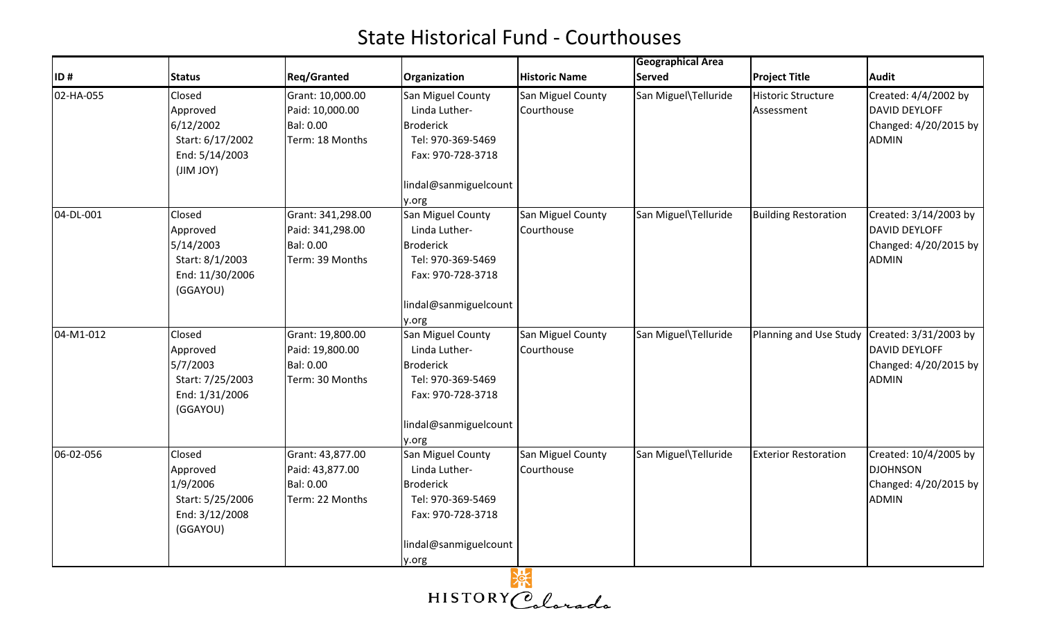# State Historical Fund - Courthouses

| ID # | Status | Req/Granted | Organization | Historic Name | Geographical Area Served | Project Title | Audit |
|---|---|---|---|---|---|---|---|
| 02-HA-055 | Closed<br>Approved<br>6/12/2002<br>Start: 6/17/2002<br>End: 5/14/2003<br>(JIM JOY) | Grant: 10,000.00<br>Paid: 10,000.00<br>Bal: 0.00<br>Term: 18 Months | San Miguel County<br>Linda Luther-Broderick<br>Tel: 970-369-5469<br>Fax: 970-728-3718<br>lindal@sanmiguelcounty.org | San Miguel County Courthouse | San Miguel\Telluride | Historic Structure Assessment | Created: 4/4/2002 by DAVID DEYLOFF<br>Changed: 4/20/2015 by ADMIN |
| 04-DL-001 | Closed<br>Approved<br>5/14/2003<br>Start: 8/1/2003<br>End: 11/30/2006<br>(GGAYOU) | Grant: 341,298.00<br>Paid: 341,298.00<br>Bal: 0.00<br>Term: 39 Months | San Miguel County<br>Linda Luther-Broderick<br>Tel: 970-369-5469<br>Fax: 970-728-3718<br>lindal@sanmiguelcounty.org | San Miguel County Courthouse | San Miguel\Telluride | Building Restoration | Created: 3/14/2003 by DAVID DEYLOFF<br>Changed: 4/20/2015 by ADMIN |
| 04-M1-012 | Closed<br>Approved<br>5/7/2003<br>Start: 7/25/2003<br>End: 1/31/2006<br>(GGAYOU) | Grant: 19,800.00<br>Paid: 19,800.00<br>Bal: 0.00<br>Term: 30 Months | San Miguel County<br>Linda Luther-Broderick<br>Tel: 970-369-5469<br>Fax: 970-728-3718<br>lindal@sanmiguelcounty.org | San Miguel County Courthouse | San Miguel\Telluride | Planning and Use Study | Created: 3/31/2003 by DAVID DEYLOFF<br>Changed: 4/20/2015 by ADMIN |
| 06-02-056 | Closed<br>Approved<br>1/9/2006<br>Start: 5/25/2006<br>End: 3/12/2008<br>(GGAYOU) | Grant: 43,877.00<br>Paid: 43,877.00<br>Bal: 0.00<br>Term: 22 Months | San Miguel County<br>Linda Luther-Broderick<br>Tel: 970-369-5469<br>Fax: 970-728-3718<br>lindal@sanmiguelcounty.org | San Miguel County Courthouse | San Miguel\Telluride | Exterior Restoration | Created: 10/4/2005 by DJOHNSON<br>Changed: 4/20/2015 by ADMIN |

HISTORY Colorado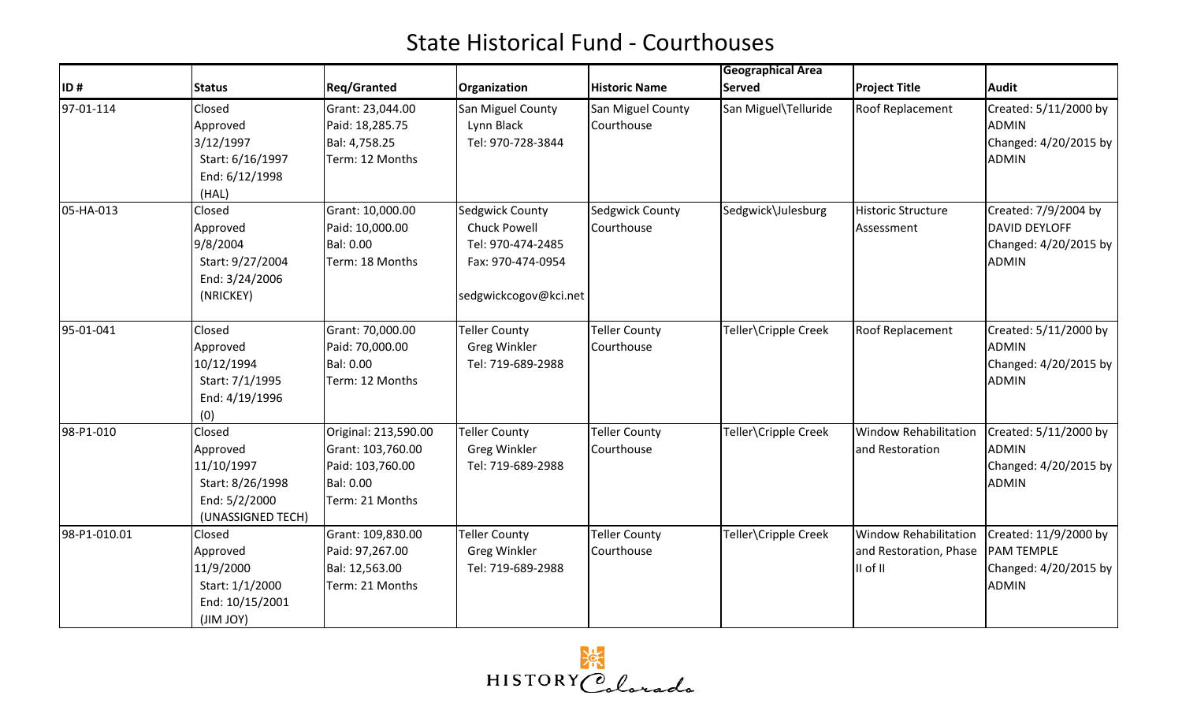# State Historical Fund - Courthouses

| ID # | Status | Req/Granted | Organization | Historic Name | Geographical Area Served | Project Title | Audit |
|---|---|---|---|---|---|---|---|
| 97-01-114 | Closed<br>Approved<br>3/12/1997<br>Start: 6/16/1997<br>End: 6/12/1998<br>(HAL) | Grant: 23,044.00<br>Paid: 18,285.75<br>Bal: 4,758.25<br>Term: 12 Months | San Miguel County<br>Lynn Black<br>Tel: 970-728-3844 | San Miguel County Courthouse | San Miguel\Telluride | Roof Replacement | Created: 5/11/2000 by ADMIN<br>Changed: 4/20/2015 by ADMIN |
| 05-HA-013 | Closed<br>Approved<br>9/8/2004<br>Start: 9/27/2004<br>End: 3/24/2006<br>(NRICKEY) | Grant: 10,000.00<br>Paid: 10,000.00<br>Bal: 0.00<br>Term: 18 Months | Sedgwick County<br>Chuck Powell<br>Tel: 970-474-2485<br>Fax: 970-474-0954<br>sedgwickcogov@kci.net | Sedgwick County Courthouse | Sedgwick\Julesburg | Historic Structure Assessment | Created: 7/9/2004 by DAVID DEYLOFF<br>Changed: 4/20/2015 by ADMIN |
| 95-01-041 | Closed<br>Approved<br>10/12/1994<br>Start: 7/1/1995<br>End: 4/19/1996<br>(0) | Grant: 70,000.00<br>Paid: 70,000.00<br>Bal: 0.00<br>Term: 12 Months | Teller County<br>Greg Winkler<br>Tel: 719-689-2988 | Teller County Courthouse | Teller\Cripple Creek | Roof Replacement | Created: 5/11/2000 by ADMIN<br>Changed: 4/20/2015 by ADMIN |
| 98-P1-010 | Closed<br>Approved<br>11/10/1997<br>Start: 8/26/1998<br>End: 5/2/2000<br>(UNASSIGNED TECH) | Original: 213,590.00<br>Grant: 103,760.00<br>Paid: 103,760.00<br>Bal: 0.00<br>Term: 21 Months | Teller County<br>Greg Winkler<br>Tel: 719-689-2988 | Teller County Courthouse | Teller\Cripple Creek | Window Rehabilitation and Restoration | Created: 5/11/2000 by ADMIN<br>Changed: 4/20/2015 by ADMIN |
| 98-P1-010.01 | Closed<br>Approved<br>11/9/2000<br>Start: 1/1/2000<br>End: 10/15/2001<br>(JIM JOY) | Grant: 109,830.00<br>Paid: 97,267.00<br>Bal: 12,563.00<br>Term: 21 Months | Teller County<br>Greg Winkler<br>Tel: 719-689-2988 | Teller County Courthouse | Teller\Cripple Creek | Window Rehabilitation and Restoration, Phase II of II | Created: 11/9/2000 by PAM TEMPLE<br>Changed: 4/20/2015 by ADMIN |

HISTORY Colorado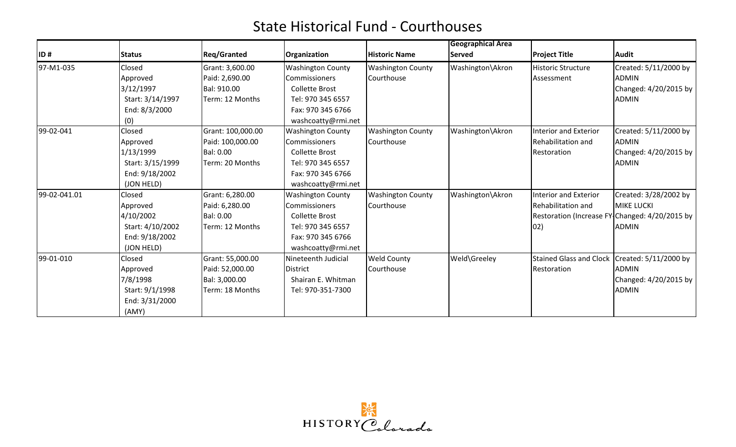# State Historical Fund - Courthouses

| ID # | Status | Req/Granted | Organization | Historic Name | Geographical Area Served | Project Title | Audit |
|---|---|---|---|---|---|---|---|
| 97-M1-035 | Closed<br>Approved<br>3/12/1997<br>Start: 3/14/1997<br>End: 8/3/2000<br>(0) | Grant: 3,600.00<br>Paid: 2,690.00<br>Bal: 910.00<br>Term: 12 Months | Washington County Commissioners<br>Collette Brost<br>Tel: 970 345 6557<br>Fax: 970 345 6766<br>washcoatty@rmi.net | Washington County Courthouse | Washington\Akron | Historic Structure Assessment | Created: 5/11/2000 by ADMIN<br>Changed: 4/20/2015 by ADMIN |
| 99-02-041 | Closed<br>Approved<br>1/13/1999<br>Start: 3/15/1999<br>End: 9/18/2002<br>(JON HELD) | Grant: 100,000.00<br>Paid: 100,000.00<br>Bal: 0.00<br>Term: 20 Months | Washington County Commissioners<br>Collette Brost<br>Tel: 970 345 6557<br>Fax: 970 345 6766<br>washcoatty@rmi.net | Washington County Courthouse | Washington\Akron | Interior and Exterior Rehabilitation and Restoration | Created: 5/11/2000 by ADMIN<br>Changed: 4/20/2015 by ADMIN |
| 99-02-041.01 | Closed<br>Approved<br>4/10/2002<br>Start: 4/10/2002<br>End: 9/18/2002<br>(JON HELD) | Grant: 6,280.00<br>Paid: 6,280.00<br>Bal: 0.00<br>Term: 12 Months | Washington County Commissioners<br>Collette Brost<br>Tel: 970 345 6557<br>Fax: 970 345 6766<br>washcoatty@rmi.net | Washington County Courthouse | Washington\Akron | Interior and Exterior Rehabilitation and Restoration (Increase FY-02) | Created: 3/28/2002 by MIKE LUCKI<br>Changed: 4/20/2015 by ADMIN |
| 99-01-010 | Closed<br>Approved<br>7/8/1998<br>Start: 9/1/1998<br>End: 3/31/2000<br>(AMY) | Grant: 55,000.00<br>Paid: 52,000.00<br>Bal: 3,000.00<br>Term: 18 Months | Nineteenth Judicial District<br>Shairan E. Whitman<br>Tel: 970-351-7300 | Weld County Courthouse | Weld\Greeley | Stained Glass and Clock Restoration | Created: 5/11/2000 by ADMIN<br>Changed: 4/20/2015 by ADMIN |

HISTORY Colorado